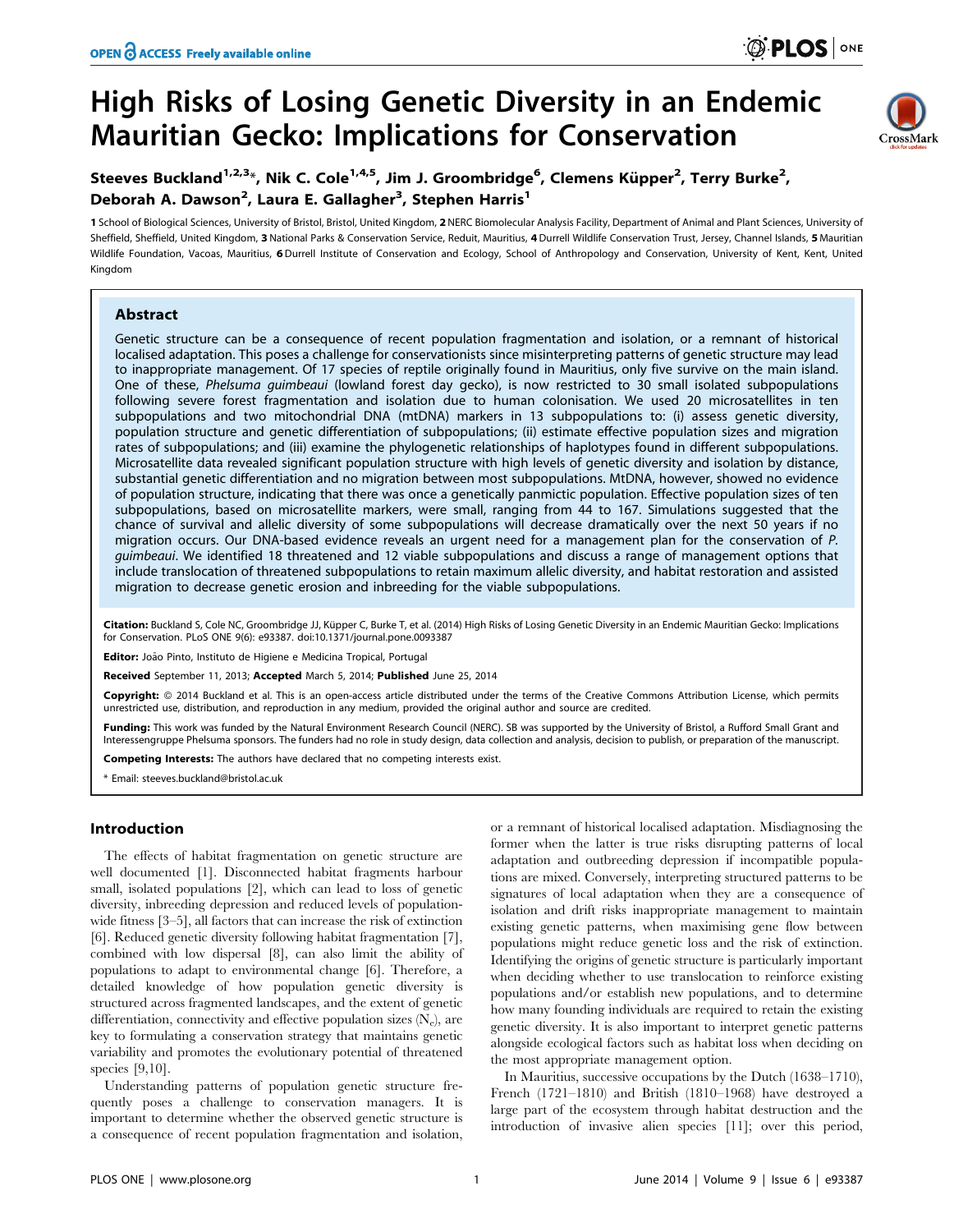# High Risks of Losing Genetic Diversity in an Endemic Mauritian Gecko: Implications for Conservation

**Steeves Buckland[1,2,3]*, Nik C. Cole[1,4,5], Jim J. Groombridge[6], Clemens Küpper[2], Terry Burke[2], Deborah A. Dawson[2], Laura E. Gallagher[3], Stephen Harris[1]**

1 School of Biological Sciences, University of Bristol, Bristol, United Kingdom, 2 NERC Biomolecular Analysis Facility, Department of Animal and Plant Sciences, University of Sheffield, Sheffield, United Kingdom, 3 National Parks & Conservation Service, Reduit, Mauritius, 4 Durrell Wildlife Conservation Trust, Jersey, Channel Islands, 5 Mauritian Wildlife Foundation, Vacoas, Mauritius, 6 Durrell Institute of Conservation and Ecology, School of Anthropology and Conservation, University of Kent, Kent, United Kingdom

## Abstract

Genetic structure can be a consequence of recent population fragmentation and isolation, or a remnant of historical localised adaptation. This poses a challenge for conservationists since misinterpreting patterns of genetic structure may lead to inappropriate management. Of 17 species of reptile originally found in Mauritius, only five survive on the main island. One of these, *Phelsuma guimbeaui* (lowland forest day gecko), is now restricted to 30 small isolated subpopulations following severe forest fragmentation and isolation due to human colonisation. We used 20 microsatellites in ten subpopulations and two mitochondrial DNA (mtDNA) markers in 13 subpopulations to: (i) assess genetic diversity, population structure and genetic differentiation of subpopulations; (ii) estimate effective population sizes and migration rates of subpopulations; and (iii) examine the phylogenetic relationships of haplotypes found in different subpopulations. Microsatellite data revealed significant population structure with high levels of genetic diversity and isolation by distance, substantial genetic differentiation and no migration between most subpopulations. MtDNA, however, showed no evidence of population structure, indicating that there was once a genetically panmictic population. Effective population sizes of ten subpopulations, based on microsatellite markers, were small, ranging from 44 to 167. Simulations suggested that the chance of survival and allelic diversity of some subpopulations will decrease dramatically over the next 50 years if no migration occurs. Our DNA-based evidence reveals an urgent need for a management plan for the conservation of *P. guimbeaui*. We identified 18 threatened and 12 viable subpopulations and discuss a range of management options that include translocation of threatened subpopulations to retain maximum allelic diversity, and habitat restoration and assisted migration to decrease genetic erosion and inbreeding for the viable subpopulations.

**Citation:** Buckland S, Cole NC, Groombridge JJ, Küpper C, Burke T, et al. (2014) High Risks of Losing Genetic Diversity in an Endemic Mauritian Gecko: Implications for Conservation. PLoS ONE 9(6): e93387. doi:10.1371/journal.pone.0093387

**Editor:** João Pinto, Instituto de Higiene e Medicina Tropical, Portugal

**Received** September 11, 2013; **Accepted** March 5, 2014; **Published** June 25, 2014

**Copyright:** © 2014 Buckland et al. This is an open-access article distributed under the terms of the Creative Commons Attribution License, which permits unrestricted use, distribution, and reproduction in any medium, provided the original author and source are credited.

**Funding:** This work was funded by the Natural Environment Research Council (NERC). SB was supported by the University of Bristol, a Rufford Small Grant and Interessengruppe Phelsuma sponsors. The funders had no role in study design, data collection and analysis, decision to publish, or preparation of the manuscript.

**Competing Interests:** The authors have declared that no competing interests exist.

\* Email: steeves.buckland@bristol.ac.uk

## Introduction

The effects of habitat fragmentation on genetic structure are well documented [1]. Disconnected habitat fragments harbour small, isolated populations [2], which can lead to loss of genetic diversity, inbreeding depression and reduced levels of population-wide fitness [3–5], all factors that can increase the risk of extinction [6]. Reduced genetic diversity following habitat fragmentation [7], combined with low dispersal [8], can also limit the ability of populations to adapt to environmental change [6]. Therefore, a detailed knowledge of how population genetic diversity is structured across fragmented landscapes, and the extent of genetic differentiation, connectivity and effective population sizes ($N_e$), are key to formulating a conservation strategy that maintains genetic variability and promotes the evolutionary potential of threatened species [9,10].

Understanding patterns of population genetic structure frequently poses a challenge to conservation managers. It is important to determine whether the observed genetic structure is a consequence of recent population fragmentation and isolation, or a remnant of historical localised adaptation. Misdiagnosing the former when the latter is true risks disrupting patterns of local adaptation and outbreeding depression if incompatible populations are mixed. Conversely, interpreting structured patterns to be signatures of local adaptation when they are a consequence of isolation and drift risks inappropriate management to maintain existing genetic patterns, when maximising gene flow between populations might reduce genetic loss and the risk of extinction. Identifying the origins of genetic structure is particularly important when deciding whether to use translocation to reinforce existing populations and/or establish new populations, and to determine how many founding individuals are required to retain the existing genetic diversity. It is also important to interpret genetic patterns alongside ecological factors such as habitat loss when deciding on the most appropriate management option.

In Mauritius, successive occupations by the Dutch (1638–1710), French (1721–1810) and British (1810–1968) have destroyed a large part of the ecosystem through habitat destruction and the introduction of invasive alien species [11]; over this period,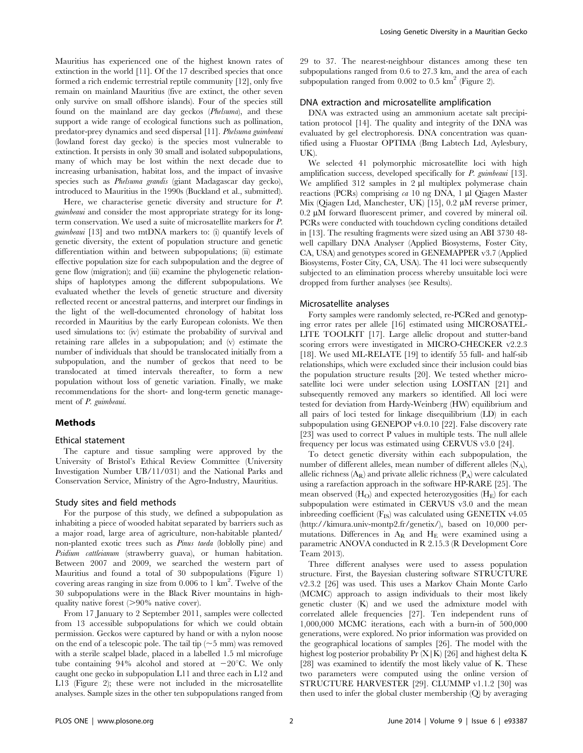Mauritius has experienced one of the highest known rates of extinction in the world [11]. Of the 17 described species that once formed a rich endemic terrestrial reptile community [12], only five remain on mainland Mauritius (five are extinct, the other seven only survive on small offshore islands). Four of the species still found on the mainland are day geckos (*Phelsuma*), and these support a wide range of ecological functions such as pollination, predator-prey dynamics and seed dispersal [11]. *Phelsuma guimbeaui* (lowland forest day gecko) is the species most vulnerable to extinction. It persists in only 30 small and isolated subpopulations, many of which may be lost within the next decade due to increasing urbanisation, habitat loss, and the impact of invasive species such as *Phelsuma grandis* (giant Madagascar day gecko), introduced to Mauritius in the 1990s (Buckland et al., submitted).

Here, we characterise genetic diversity and structure for *P. guimbeaui* and consider the most appropriate strategy for its long-term conservation. We used a suite of microsatellite markers for *P. guimbeaui* [13] and two mtDNA markers to: (i) quantify levels of genetic diversity, the extent of population structure and genetic differentiation within and between subpopulations; (ii) estimate effective population size for each subpopulation and the degree of gene flow (migration); and (iii) examine the phylogenetic relationships of haplotypes among the different subpopulations. We evaluated whether the levels of genetic structure and diversity reflected recent or ancestral patterns, and interpret our findings in the light of the well-documented chronology of habitat loss recorded in Mauritius by the early European colonists. We then used simulations to: (iv) estimate the probability of survival and retaining rare alleles in a subpopulation; and (v) estimate the number of individuals that should be translocated initially from a subpopulation, and the number of geckos that need to be translocated at timed intervals thereafter, to form a new population without loss of genetic variation. Finally, we make recommendations for the short- and long-term genetic management of *P. guimbeaui*.

## Methods

### Ethical statement

The capture and tissue sampling were approved by the University of Bristol's Ethical Review Committee (University Investigation Number UB/11/031) and the National Parks and Conservation Service, Ministry of the Agro-Industry, Mauritius.

### Study sites and field methods

For the purpose of this study, we defined a subpopulation as inhabiting a piece of wooded habitat separated by barriers such as a major road, large area of agriculture, non-habitable planted/non-planted exotic trees such as *Pinus taeda* (loblolly pine) and *Psidium cattleianum* (strawberry guava), or human habitation. Between 2007 and 2009, we searched the western part of Mauritius and found a total of 30 subpopulations (Figure 1) covering areas ranging in size from 0.006 to 1 km$^2$. Twelve of the 30 subpopulations were in the Black River mountains in high-quality native forest (>90% native cover).

From 17 January to 2 September 2011, samples were collected from 13 accessible subpopulations for which we could obtain permission. Geckos were captured by hand or with a nylon noose on the end of a telescopic pole. The tail tip (~5 mm) was removed with a sterile scalpel blade, placed in a labelled 1.5 ml microfuge tube containing 94% alcohol and stored at −20°C. We only caught one gecko in subpopulation L11 and three each in L12 and L13 (Figure 2); these were not included in the microsatellite analyses. Sample sizes in the other ten subpopulations ranged from 29 to 37. The nearest-neighbour distances among these ten subpopulations ranged from 0.6 to 27.3 km, and the area of each subpopulation ranged from 0.002 to 0.5 km$^2$ (Figure 2).

### DNA extraction and microsatellite amplification

DNA was extracted using an ammonium acetate salt precipitation protocol [14]. The quality and integrity of the DNA was evaluated by gel electrophoresis. DNA concentration was quantified using a Fluostar OPTIMA (Bmg Labtech Ltd, Aylesbury, UK).

We selected 41 polymorphic microsatellite loci with high amplification success, developed specifically for *P. guimbeaui* [13]. We amplified 312 samples in 2 µl multiplex polymerase chain reactions (PCRs) comprising *ca* 10 ng DNA, 1 µl Qiagen Master Mix (Qiagen Ltd, Manchester, UK) [15], 0.2 µM reverse primer, 0.2 µM forward fluorescent primer, and covered by mineral oil. PCRs were conducted with touchdown cycling conditions detailed in [13]. The resulting fragments were sized using an ABI 3730 48-well capillary DNA Analyser (Applied Biosystems, Foster City, CA, USA) and genotypes scored in GENEMAPPER v3.7 (Applied Biosystems, Foster City, CA, USA). The 41 loci were subsequently subjected to an elimination process whereby unsuitable loci were dropped from further analyses (see Results).

### Microsatellite analyses

Forty samples were randomly selected, re-PCRed and genotyping error rates per allele [16] estimated using MICROSATELLITE TOOLKIT [17]. Large allelic dropout and stutter-band scoring errors were investigated in MICRO-CHECKER v2.2.3 [18]. We used ML-RELATE [19] to identify 55 full- and half-sib relationships, which were excluded since their inclusion could bias the population structure results [20]. We tested whether microsatellite loci were under selection using LOSITAN [21] and subsequently removed any markers so identified. All loci were tested for deviation from Hardy-Weinberg (HW) equilibrium and all pairs of loci tested for linkage disequilibrium (LD) in each subpopulation using GENEPOP v4.0.10 [22]. False discovery rate [23] was used to correct P values in multiple tests. The null allele frequency per locus was estimated using CERVUS v3.0 [24].

To detect genetic diversity within each subpopulation, the number of different alleles, mean number of different alleles ($N_A$), allelic richness ($A_R$) and private allelic richness ($P_A$) were calculated using a rarefaction approach in the software HP-RARE [25]. The mean observed ($H_O$) and expected heterozygosities ($H_E$) for each subpopulation were estimated in CERVUS v3.0 and the mean inbreeding coefficient ($F_{IS}$) was calculated using GENETIX v4.05 (http://kimura.univ-montp2.fr/genetix/), based on 10,000 permutations. Differences in $A_R$ and $H_E$ were examined using a parametric ANOVA conducted in R 2.15.3 (R Development Core Team 2013).

Three different analyses were used to assess population structure. First, the Bayesian clustering software STRUCTURE v2.3.2 [26] was used. This uses a Markov Chain Monte Carlo (MCMC) approach to assign individuals to their most likely genetic cluster (K) and we used the admixture model with correlated allele frequencies [27]. Ten independent runs of 1,000,000 MCMC iterations, each with a burn-in of 500,000 generations, were explored. No prior information was provided on the geographical locations of samples [26]. The model with the highest log posterior probability Pr (X|K) [26] and highest delta K [28] was examined to identify the most likely value of K. These two parameters were computed using the online version of STRUCTURE HARVESTER [29]. CLUMPP v1.1.2 [30] was then used to infer the global cluster membership (Q) by averaging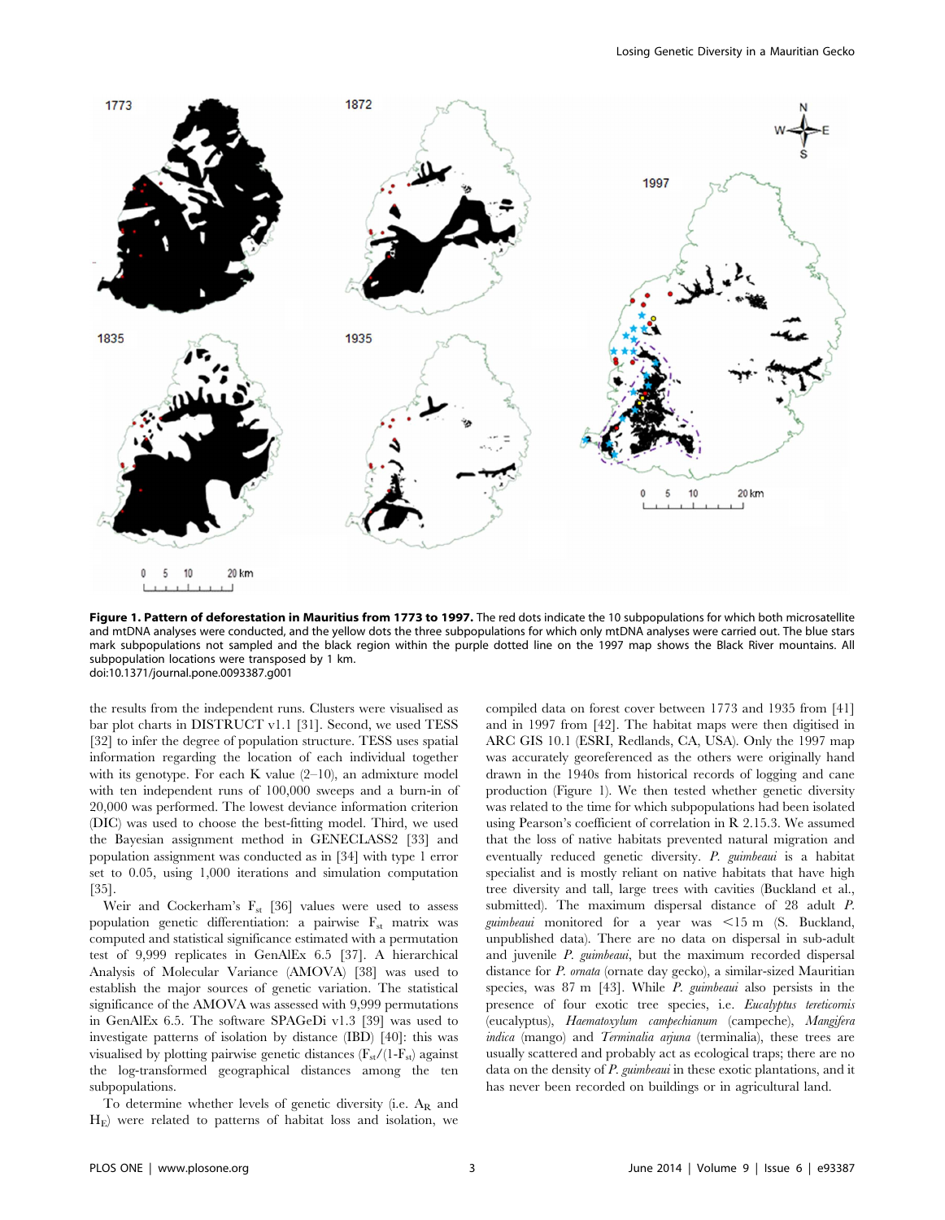**Figure 1. Pattern of deforestation in Mauritius from 1773 to 1997.** The red dots indicate the 10 subpopulations for which both microsatellite and mtDNA analyses were conducted, and the yellow dots the three subpopulations for which only mtDNA analyses were carried out. The blue stars mark subpopulations not sampled and the black region within the purple dotted line on the 1997 map shows the Black River mountains. All subpopulation locations were transposed by 1 km.
doi:10.1371/journal.pone.0093387.g001

the results from the independent runs. Clusters were visualised as bar plot charts in DISTRUCT v1.1 [31]. Second, we used TESS [32] to infer the degree of population structure. TESS uses spatial information regarding the location of each individual together with its genotype. For each K value (2–10), an admixture model with ten independent runs of 100,000 sweeps and a burn-in of 20,000 was performed. The lowest deviance information criterion (DIC) was used to choose the best-fitting model. Third, we used the Bayesian assignment method in GENECLASS2 [33] and population assignment was conducted as in [34] with type 1 error set to 0.05, using 1,000 iterations and simulation computation [35].

Weir and Cockerham's $F_{st}$ [36] values were used to assess population genetic differentiation: a pairwise $F_{st}$ matrix was computed and statistical significance estimated with a permutation test of 9,999 replicates in GenAlEx 6.5 [37]. A hierarchical Analysis of Molecular Variance (AMOVA) [38] was used to establish the major sources of genetic variation. The statistical significance of the AMOVA was assessed with 9,999 permutations in GenAlEx 6.5. The software SPAGeDi v1.3 [39] was used to investigate patterns of isolation by distance (IBD) [40]: this was visualised by plotting pairwise genetic distances ($F_{st}/(1\text{-}F_{st})$) against the log-transformed geographical distances among the ten subpopulations.

To determine whether levels of genetic diversity (i.e. $A_R$ and $H_E$) were related to patterns of habitat loss and isolation, we compiled data on forest cover between 1773 and 1935 from [41] and in 1997 from [42]. The habitat maps were then digitised in ARC GIS 10.1 (ESRI, Redlands, CA, USA). Only the 1997 map was accurately georeferenced as the others were originally hand drawn in the 1940s from historical records of logging and cane production (Figure 1). We then tested whether genetic diversity was related to the time for which subpopulations had been isolated using Pearson's coefficient of correlation in R 2.15.3. We assumed that the loss of native habitats prevented natural migration and eventually reduced genetic diversity. *P. guimbeaui* is a habitat specialist and is mostly reliant on native habitats that have high tree diversity and tall, large trees with cavities (Buckland et al., submitted). The maximum dispersal distance of 28 adult *P. guimbeaui* monitored for a year was <15 m (S. Buckland, unpublished data). There are no data on dispersal in sub-adult and juvenile *P. guimbeaui*, but the maximum recorded dispersal distance for *P. ornata* (ornate day gecko), a similar-sized Mauritian species, was 87 m [43]. While *P. guimbeaui* also persists in the presence of four exotic tree species, i.e. *Eucalyptus tereticornis* (eucalyptus), *Haematoxylum campechianum* (campeche), *Mangifera indica* (mango) and *Terminalia arjuna* (terminalia), these trees are usually scattered and probably act as ecological traps; there are no data on the density of *P. guimbeaui* in these exotic plantations, and it has never been recorded on buildings or in agricultural land.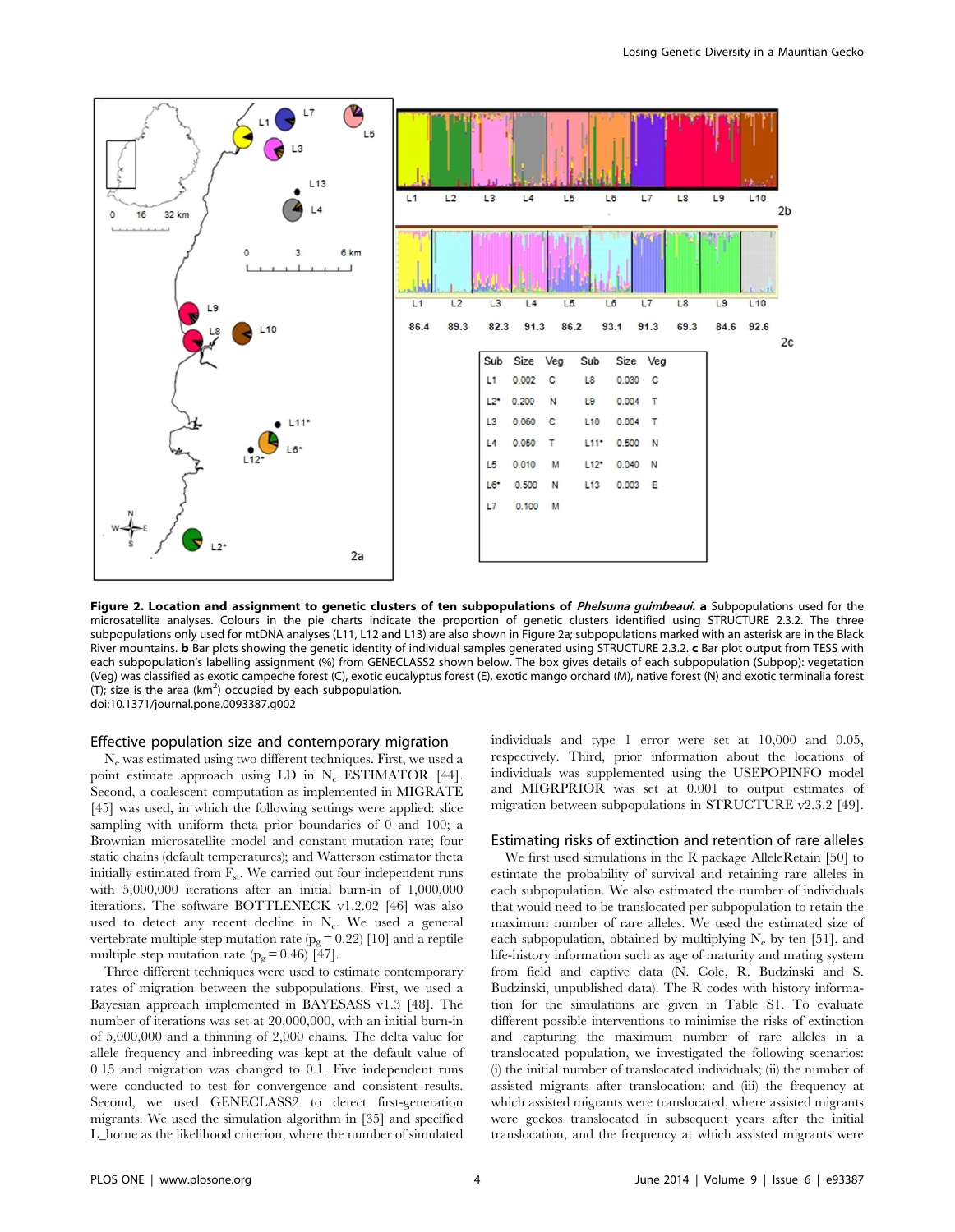| Sub | Size | Veg | Sub | Size | Veg |
|---|---|---|---|---|---|
| L1 | 0.002 | C | L8 | 0.030 | C |
| L2* | 0.200 | N | L9 | 0.004 | T |
| L3 | 0.060 | C | L10 | 0.004 | T |
| L4 | 0.050 | T | L11* | 0.500 | N |
| L5 | 0.010 | M | L12* | 0.040 | N |
| L6* | 0.500 | N | L13 | 0.003 | E |
| L7 | 0.100 | M | | | |

**Figure 2. Location and assignment to genetic clusters of ten subpopulations of *Phelsuma guimbeaui*. a** Subpopulations used for the microsatellite analyses. Colours in the pie charts indicate the proportion of genetic clusters identified using STRUCTURE 2.3.2. The three subpopulations only used for mtDNA analyses (L11, L12 and L13) are also shown in Figure 2a; subpopulations marked with an asterisk are in the Black River mountains. **b** Bar plots showing the genetic identity of individual samples generated using STRUCTURE 2.3.2. **c** Bar plot output from TESS with each subpopulation's labelling assignment (%) from GENECLASS2 shown below. The box gives details of each subpopulation (Subpop): vegetation (Veg) was classified as exotic campeche forest (C), exotic eucalyptus forest (E), exotic mango orchard (M), native forest (N) and exotic terminalia forest (T); size is the area (km$^2$) occupied by each subpopulation.
doi:10.1371/journal.pone.0093387.g002

### Effective population size and contemporary migration

$N_e$ was estimated using two different techniques. First, we used a point estimate approach using LD in $N_e$ ESTIMATOR [44]. Second, a coalescent computation as implemented in MIGRATE [45] was used, in which the following settings were applied: slice sampling with uniform theta prior boundaries of 0 and 100; a Brownian microsatellite model and constant mutation rate; four static chains (default temperatures); and Watterson estimator theta initially estimated from $F_{st}$. We carried out four independent runs with 5,000,000 iterations after an initial burn-in of 1,000,000 iterations. The software BOTTLENECK v1.2.02 [46] was also used to detect any recent decline in $N_e$. We used a general vertebrate multiple step mutation rate ($p_g = 0.22$) [10] and a reptile multiple step mutation rate ($p_g = 0.46$) [47].

Three different techniques were used to estimate contemporary rates of migration between the subpopulations. First, we used a Bayesian approach implemented in BAYESASS v1.3 [48]. The number of iterations was set at 20,000,000, with an initial burn-in of 5,000,000 and a thinning of 2,000 chains. The delta value for allele frequency and inbreeding was kept at the default value of 0.15 and migration was changed to 0.1. Five independent runs were conducted to test for convergence and consistent results. Second, we used GENECLASS2 to detect first-generation migrants. We used the simulation algorithm in [35] and specified L_home as the likelihood criterion, where the number of simulated individuals and type 1 error were set at 10,000 and 0.05, respectively. Third, prior information about the locations of individuals was supplemented using the USEPOPINFO model and MIGRPRIOR was set at 0.001 to output estimates of migration between subpopulations in STRUCTURE v2.3.2 [49].

### Estimating risks of extinction and retention of rare alleles

We first used simulations in the R package AlleleRetain [50] to estimate the probability of survival and retaining rare alleles in each subpopulation. We also estimated the number of individuals that would need to be translocated per subpopulation to retain the maximum number of rare alleles. We used the estimated size of each subpopulation, obtained by multiplying $N_e$ by ten [51], and life-history information such as age of maturity and mating system from field and captive data (N. Cole, R. Budzinski and S. Budzinski, unpublished data). The R codes with history information for the simulations are given in Table S1. To evaluate different possible interventions to minimise the risks of extinction and capturing the maximum number of rare alleles in a translocated population, we investigated the following scenarios: (i) the initial number of translocated individuals; (ii) the number of assisted migrants after translocation; and (iii) the frequency at which assisted migrants were translocated, where assisted migrants were geckos translocated in subsequent years after the initial translocation, and the frequency at which assisted migrants were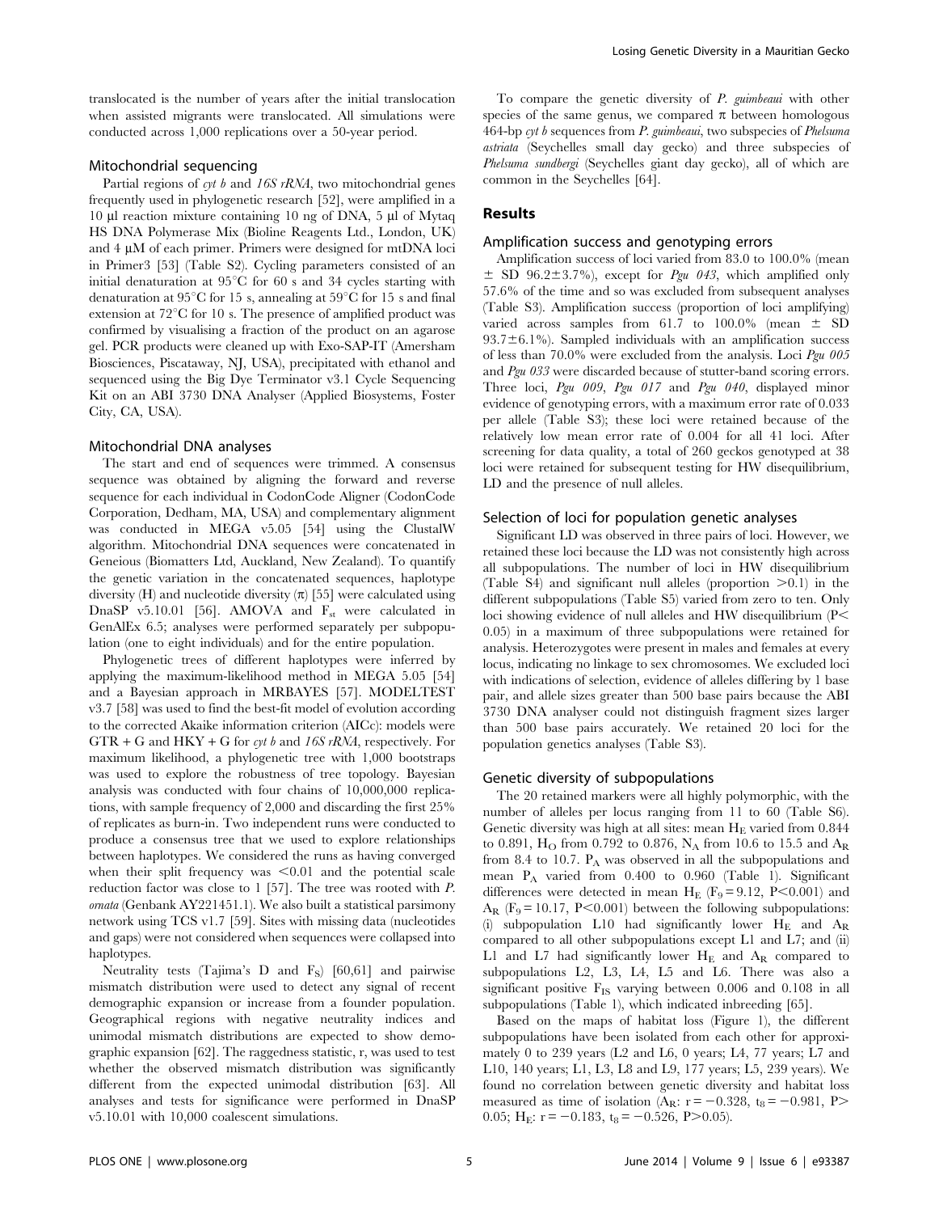translocated is the number of years after the initial translocation when assisted migrants were translocated. All simulations were conducted across 1,000 replications over a 50-year period.

### Mitochondrial sequencing

Partial regions of *cyt b* and *16S rRNA*, two mitochondrial genes frequently used in phylogenetic research [52], were amplified in a 10 µl reaction mixture containing 10 ng of DNA, 5 µl of Mytaq HS DNA Polymerase Mix (Bioline Reagents Ltd., London, UK) and 4 µM of each primer. Primers were designed for mtDNA loci in Primer3 [53] (Table S2). Cycling parameters consisted of an initial denaturation at 95°C for 60 s and 34 cycles starting with denaturation at 95°C for 15 s, annealing at 59°C for 15 s and final extension at 72°C for 10 s. The presence of amplified product was confirmed by visualising a fraction of the product on an agarose gel. PCR products were cleaned up with Exo-SAP-IT (Amersham Biosciences, Piscataway, NJ, USA), precipitated with ethanol and sequenced using the Big Dye Terminator v3.1 Cycle Sequencing Kit on an ABI 3730 DNA Analyser (Applied Biosystems, Foster City, CA, USA).

### Mitochondrial DNA analyses

The start and end of sequences were trimmed. A consensus sequence was obtained by aligning the forward and reverse sequence for each individual in CodonCode Aligner (CodonCode Corporation, Dedham, MA, USA) and complementary alignment was conducted in MEGA v5.05 [54] using the ClustalW algorithm. Mitochondrial DNA sequences were concatenated in Geneious (Biomatters Ltd, Auckland, New Zealand). To quantify the genetic variation in the concatenated sequences, haplotype diversity (H) and nucleotide diversity (π) [55] were calculated using DnaSP v5.10.01 [56]. AMOVA and $F_{st}$ were calculated in GenAlEx 6.5; analyses were performed separately per subpopulation (one to eight individuals) and for the entire population.

Phylogenetic trees of different haplotypes were inferred by applying the maximum-likelihood method in MEGA 5.05 [54] and a Bayesian approach in MRBAYES [57]. MODELTEST v3.7 [58] was used to find the best-fit model of evolution according to the corrected Akaike information criterion (AICc): models were GTR + G and HKY + G for *cyt b* and *16S rRNA*, respectively. For maximum likelihood, a phylogenetic tree with 1,000 bootstraps was used to explore the robustness of tree topology. Bayesian analysis was conducted with four chains of 10,000,000 replications, with sample frequency of 2,000 and discarding the first 25% of replicates as burn-in. Two independent runs were conducted to produce a consensus tree that we used to explore relationships between haplotypes. We considered the runs as having converged when their split frequency was <0.01 and the potential scale reduction factor was close to 1 [57]. The tree was rooted with *P. ornata* (Genbank AY221451.1). We also built a statistical parsimony network using TCS v1.7 [59]. Sites with missing data (nucleotides and gaps) were not considered when sequences were collapsed into haplotypes.

Neutrality tests (Tajima's D and $F_S$) [60,61] and pairwise mismatch distribution were used to detect any signal of recent demographic expansion or increase from a founder population. Geographical regions with negative neutrality indices and unimodal mismatch distributions are expected to show demographic expansion [62]. The raggedness statistic, r, was used to test whether the observed mismatch distribution was significantly different from the expected unimodal distribution [63]. All analyses and tests for significance were performed in DnaSP v5.10.01 with 10,000 coalescent simulations.

To compare the genetic diversity of *P. guimbeaui* with other species of the same genus, we compared π between homologous 464-bp *cyt b* sequences from *P. guimbeaui*, two subspecies of *Phelsuma astriata* (Seychelles small day gecko) and three subspecies of *Phelsuma sundbergi* (Seychelles giant day gecko), all of which are common in the Seychelles [64].

## Results

### Amplification success and genotyping errors

Amplification success of loci varied from 83.0 to 100.0% (mean ± SD 96.2±3.7%), except for *Pgu 043*, which amplified only 57.6% of the time and so was excluded from subsequent analyses (Table S3). Amplification success (proportion of loci amplifying) varied across samples from 61.7 to 100.0% (mean ± SD 93.7±6.1%). Sampled individuals with an amplification success of less than 70.0% were excluded from the analysis. Loci *Pgu 005* and *Pgu 033* were discarded because of stutter-band scoring errors. Three loci, *Pgu 009*, *Pgu 017* and *Pgu 040*, displayed minor evidence of genotyping errors, with a maximum error rate of 0.033 per allele (Table S3); these loci were retained because of the relatively low mean error rate of 0.004 for all 41 loci. After screening for data quality, a total of 260 geckos genotyped at 38 loci were retained for subsequent testing for HW disequilibrium, LD and the presence of null alleles.

### Selection of loci for population genetic analyses

Significant LD was observed in three pairs of loci. However, we retained these loci because the LD was not consistently high across all subpopulations. The number of loci in HW disequilibrium (Table S4) and significant null alleles (proportion >0.1) in the different subpopulations (Table S5) varied from zero to ten. Only loci showing evidence of null alleles and HW disequilibrium ($P<0.05$) in a maximum of three subpopulations were retained for analysis. Heterozygotes were present in males and females at every locus, indicating no linkage to sex chromosomes. We excluded loci with indications of selection, evidence of alleles differing by 1 base pair, and allele sizes greater than 500 base pairs because the ABI 3730 DNA analyser could not distinguish fragment sizes larger than 500 base pairs accurately. We retained 20 loci for the population genetics analyses (Table S3).

### Genetic diversity of subpopulations

The 20 retained markers were all highly polymorphic, with the number of alleles per locus ranging from 11 to 60 (Table S6). Genetic diversity was high at all sites: mean $H_E$ varied from 0.844 to 0.891, $H_O$ from 0.792 to 0.876, $N_A$ from 10.6 to 15.5 and $A_R$ from 8.4 to 10.7. $P_A$ was observed in all the subpopulations and mean $P_A$ varied from 0.400 to 0.960 (Table 1). Significant differences were detected in mean $H_E$ ($F_9 = 9.12$, $P<0.001$) and $A_R$ ($F_9 = 10.17$, $P<0.001$) between the following subpopulations: (i) subpopulation L10 had significantly lower $H_E$ and $A_R$ compared to all other subpopulations except L1 and L7; and (ii) L1 and L7 had significantly lower $H_E$ and $A_R$ compared to subpopulations L2, L3, L4, L5 and L6. There was also a significant positive $F_{IS}$ varying between 0.006 and 0.108 in all subpopulations (Table 1), which indicated inbreeding [65].

Based on the maps of habitat loss (Figure 1), the different subpopulations have been isolated from each other for approximately 0 to 239 years (L2 and L6, 0 years; L4, 77 years; L7 and L10, 140 years; L1, L3, L8 and L9, 177 years; L5, 239 years). We found no correlation between genetic diversity and habitat loss measured as time of isolation ($A_R$: $r = -0.328$, $t_8 = -0.981$, $P>0.05$; $H_E$: $r = -0.183$, $t_8 = -0.526$, $P>0.05$).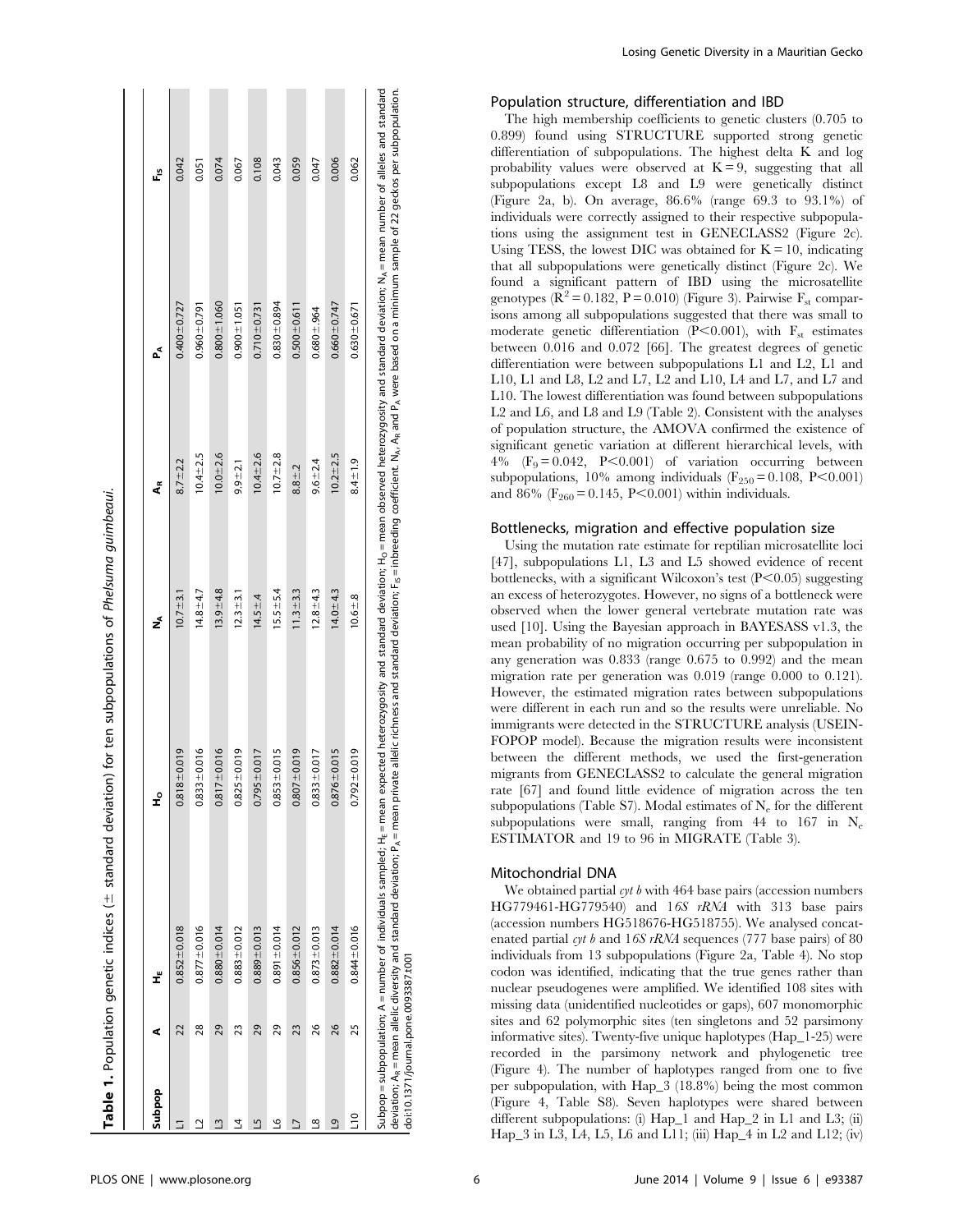**Table 1.** Population genetic indices (± standard deviation) for ten subpopulations of *Phelsuma guimbeaui*.

| Subpop | A | $H_E$ | $H_O$ | $N_A$ | $A_R$ | $P_A$ | $F_{IS}$ |
|---|---|---|---|---|---|---|---|
| L1 | 22 | 0.852±0.018 | 0.818±0.019 | 10.7±3.1 | 8.7±2.2 | 0.400±0.727 | 0.042 |
| L2 | 28 | 0.877±0.016 | 0.833±0.016 | 14.8±4.7 | 10.4±2.5 | 0.960±0.791 | 0.051 |
| L3 | 29 | 0.880±0.014 | 0.817±0.016 | 13.9±4.8 | 10.0±2.6 | 0.800±1.060 | 0.074 |
| L4 | 23 | 0.883±0.012 | 0.825±0.019 | 12.3±3.1 | 9.9±2.1 | 0.900±1.051 | 0.067 |
| L5 | 29 | 0.889±0.013 | 0.795±0.017 | 14.5±4 | 10.4±2.6 | 0.710±0.731 | 0.108 |
| L6 | 29 | 0.891±0.014 | 0.853±0.015 | 15.5±5.4 | 10.7±2.8 | 0.830±0.894 | 0.043 |
| L7 | 23 | 0.856±0.012 | 0.807±0.019 | 11.3±3.3 | 8.8±2 | 0.500±0.611 | 0.059 |
| L8 | 26 | 0.873±0.013 | 0.833±0.017 | 12.8±4.3 | 9.6±2.4 | 0.680±.964 | 0.047 |
| L9 | 26 | 0.882±0.014 | 0.876±0.015 | 14.0±4.3 | 10.2±2.5 | 0.660±0.747 | 0.006 |
| L10 | 25 | 0.844±0.016 | 0.792±0.019 | 10.6±.8 | 8.4±1.9 | 0.630±0.671 | 0.062 |

Subpop = subpopulation; A = number of individuals sampled; $H_E$ = mean expected heterozygosity and standard deviation; $H_O$ = mean observed heterozygosity and standard deviation; $N_A$ = mean number of alleles and standard deviation; $A_R$ = mean allelic diversity and standard deviation; $P_A$ = mean private allelic richness and standard deviation; $F_{IS}$ = inbreeding coefficient. $N_A$, $A_R$ and $P_A$ were based on a minimum sample of 22 geckos per subpopulation.
doi:10.1371/journal.pone.0093387.t001

### Population structure, differentiation and IBD

The high membership coefficients to genetic clusters (0.705 to 0.899) found using STRUCTURE supported strong genetic differentiation of subpopulations. The highest delta K and log probability values were observed at K = 9, suggesting that all subpopulations except L8 and L9 were genetically distinct (Figure 2a, b). On average, 86.6% (range 69.3 to 93.1%) of individuals were correctly assigned to their respective subpopulations using the assignment test in GENECLASS2 (Figure 2c). Using TESS, the lowest DIC was obtained for K = 10, indicating that all subpopulations were genetically distinct (Figure 2c). We found a significant pattern of IBD using the microsatellite genotypes ($R^2$ = 0.182, P = 0.010) (Figure 3). Pairwise $F_{st}$ comparisons among all subpopulations suggested that there was small to moderate genetic differentiation (P<0.001), with $F_{st}$ estimates between 0.016 and 0.072 [66]. The greatest degrees of genetic differentiation were between subpopulations L1 and L2, L1 and L10, L1 and L8, L2 and L7, L2 and L10, L4 and L7, and L7 and L10. The lowest differentiation was found between subpopulations L2 and L6, and L8 and L9 (Table 2). Consistent with the analyses of population structure, the AMOVA confirmed the existence of significant genetic variation at different hierarchical levels, with 4% ($F_9$ = 0.042, P<0.001) of variation occurring between subpopulations, 10% among individuals ($F_{250}$ = 0.108, P<0.001) and 86% ($F_{260}$ = 0.145, P<0.001) within individuals.

### Bottlenecks, migration and effective population size

Using the mutation rate estimate for reptilian microsatellite loci [47], subpopulations L1, L3 and L5 showed evidence of recent bottlenecks, with a significant Wilcoxon's test (P<0.05) suggesting an excess of heterozygotes. However, no signs of a bottleneck were observed when the lower general vertebrate mutation rate was used [10]. Using the Bayesian approach in BAYESASS v1.3, the mean probability of no migration occurring per subpopulation in any generation was 0.833 (range 0.675 to 0.992) and the mean migration rate per generation was 0.019 (range 0.000 to 0.121). However, the estimated migration rates between subpopulations were different in each run and so the results were unreliable. No immigrants were detected in the STRUCTURE analysis (USEINFOPOP model). Because the migration results were inconsistent between the different methods, we used the first-generation migrants from GENECLASS2 to calculate the general migration rate [67] and found little evidence of migration across the ten subpopulations (Table S7). Modal estimates of $N_e$ for the different subpopulations were small, ranging from 44 to 167 in $N_e$ ESTIMATOR and 19 to 96 in MIGRATE (Table 3).

### Mitochondrial DNA

We obtained partial *cyt b* with 464 base pairs (accession numbers HG779461-HG779540) and *16S rRNA* with 313 base pairs (accession numbers HG518676-HG518755). We analysed concatenated partial *cyt b* and *16S rRNA* sequences (777 base pairs) of 80 individuals from 13 subpopulations (Figure 2a, Table 4). No stop codon was identified, indicating that the true genes rather than nuclear pseudogenes were amplified. We identified 108 sites with missing data (unidentified nucleotides or gaps), 607 monomorphic sites and 62 polymorphic sites (ten singletons and 52 parsimony informative sites). Twenty-five unique haplotypes (Hap_1-25) were recorded in the parsimony network and phylogenetic tree (Figure 4). The number of haplotypes ranged from one to five per subpopulation, with Hap_3 (18.8%) being the most common (Figure 4, Table S8). Seven haplotypes were shared between different subpopulations: (i) Hap_1 and Hap_2 in L1 and L3; (ii) Hap_3 in L3, L4, L5, L6 and L11; (iii) Hap_4 in L2 and L12; (iv)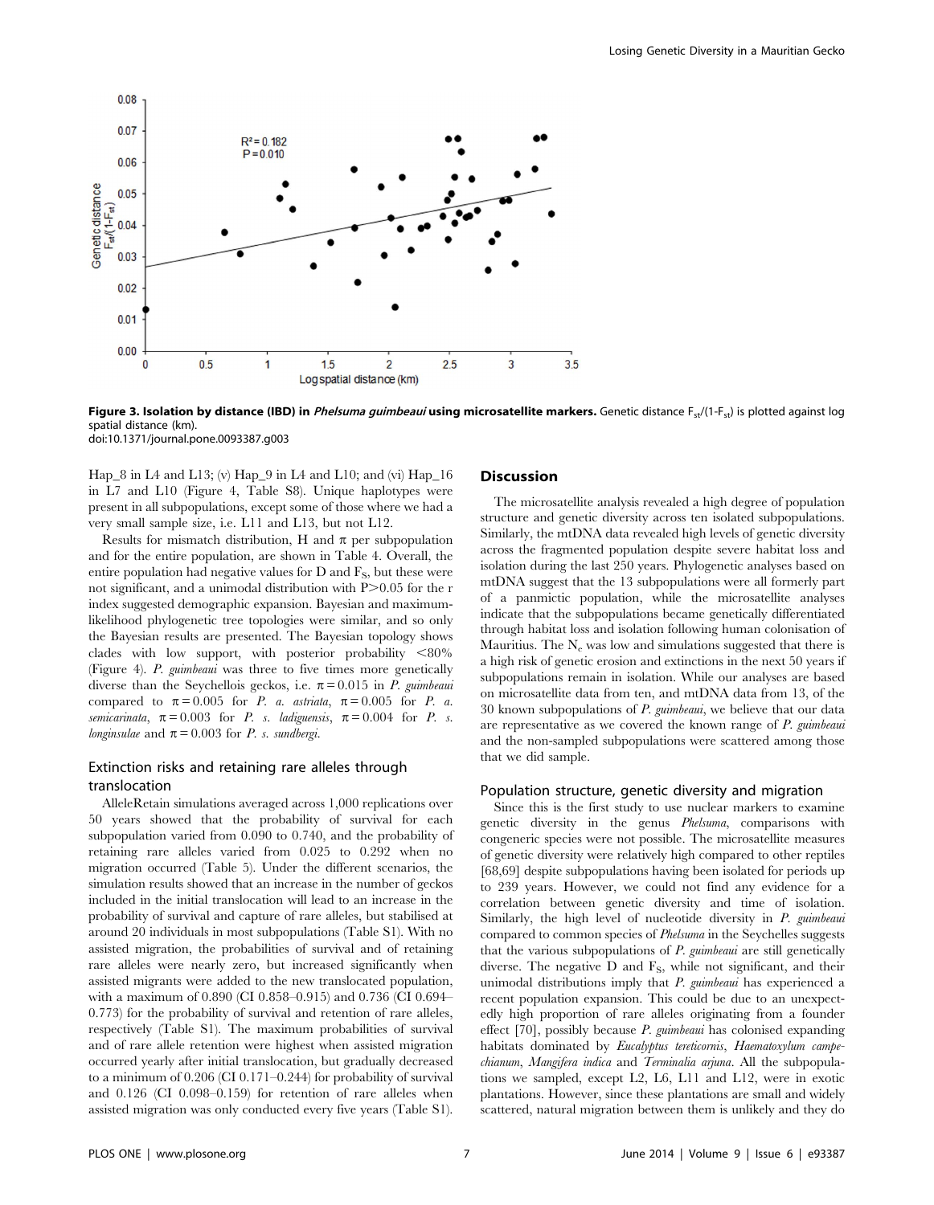**Figure 3. Isolation by distance (IBD) in *Phelsuma guimbeaui* using microsatellite markers.** Genetic distance $F_{st}/(1-F_{st})$ is plotted against log spatial distance (km).
doi:10.1371/journal.pone.0093387.g003

Hap_8 in L4 and L13; (v) Hap_9 in L4 and L10; and (vi) Hap_16 in L7 and L10 (Figure 4, Table S8). Unique haplotypes were present in all subpopulations, except some of those where we had a very small sample size, i.e. L11 and L13, but not L12.

Results for mismatch distribution, H and $\pi$ per subpopulation and for the entire population, are shown in Table 4. Overall, the entire population had negative values for D and $F_S$, but these were not significant, and a unimodal distribution with $P>0.05$ for the r index suggested demographic expansion. Bayesian and maximum-likelihood phylogenetic tree topologies were similar, and so only the Bayesian results are presented. The Bayesian topology shows clades with low support, with posterior probability <80% (Figure 4). *P. guimbeaui* was three to five times more genetically diverse than the Seychellois geckos, i.e. $\pi = 0.015$ in *P. guimbeaui* compared to $\pi = 0.005$ for *P. a. astriata*, $\pi = 0.005$ for *P. a. semicarinata*, $\pi = 0.003$ for *P. s. ladiguensis*, $\pi = 0.004$ for *P. s. longinsulae* and $\pi = 0.003$ for *P. s. sundbergi*.

### Extinction risks and retaining rare alleles through translocation

AlleleRetain simulations averaged across 1,000 replications over 50 years showed that the probability of survival for each subpopulation varied from 0.090 to 0.740, and the probability of retaining rare alleles varied from 0.025 to 0.292 when no migration occurred (Table 5). Under the different scenarios, the simulation results showed that an increase in the number of geckos included in the initial translocation will lead to an increase in the probability of survival and capture of rare alleles, but stabilised at around 20 individuals in most subpopulations (Table S1). With no assisted migration, the probabilities of survival and of retaining rare alleles were nearly zero, but increased significantly when assisted migrants were added to the new translocated population, with a maximum of 0.890 (CI 0.858–0.915) and 0.736 (CI 0.694–0.773) for the probability of survival and retention of rare alleles, respectively (Table S1). The maximum probabilities of survival and of rare allele retention were highest when assisted migration occurred yearly after initial translocation, but gradually decreased to a minimum of 0.206 (CI 0.171–0.244) for probability of survival and 0.126 (CI 0.098–0.159) for retention of rare alleles when assisted migration was only conducted every five years (Table S1).

## Discussion

The microsatellite analysis revealed a high degree of population structure and genetic diversity across ten isolated subpopulations. Similarly, the mtDNA data revealed high levels of genetic diversity across the fragmented population despite severe habitat loss and isolation during the last 250 years. Phylogenetic analyses based on mtDNA suggest that the 13 subpopulations were all formerly part of a panmictic population, while the microsatellite analyses indicate that the subpopulations became genetically differentiated through habitat loss and isolation following human colonisation of Mauritius. The $N_e$ was low and simulations suggested that there is a high risk of genetic erosion and extinctions in the next 50 years if subpopulations remain in isolation. While our analyses are based on microsatellite data from ten, and mtDNA data from 13, of the 30 known subpopulations of *P. guimbeaui*, we believe that our data are representative as we covered the known range of *P. guimbeaui* and the non-sampled subpopulations were scattered among those that we did sample.

### Population structure, genetic diversity and migration

Since this is the first study to use nuclear markers to examine genetic diversity in the genus *Phelsuma*, comparisons with congeneric species were not possible. The microsatellite measures of genetic diversity were relatively high compared to other reptiles [68,69] despite subpopulations having been isolated for periods up to 239 years. However, we could not find any evidence for a correlation between genetic diversity and time of isolation. Similarly, the high level of nucleotide diversity in *P. guimbeaui* compared to common species of *Phelsuma* in the Seychelles suggests that the various subpopulations of *P. guimbeaui* are still genetically diverse. The negative D and $F_S$, while not significant, and their unimodal distributions imply that *P. guimbeaui* has experienced a recent population expansion. This could be due to an unexpectedly high proportion of rare alleles originating from a founder effect [70], possibly because *P. guimbeaui* has colonised expanding habitats dominated by *Eucalyptus tereticornis*, *Haematoxylum campechianum*, *Mangifera indica* and *Terminalia arjuna*. All the subpopulations we sampled, except L2, L6, L11 and L12, were in exotic plantations. However, since these plantations are small and widely scattered, natural migration between them is unlikely and they do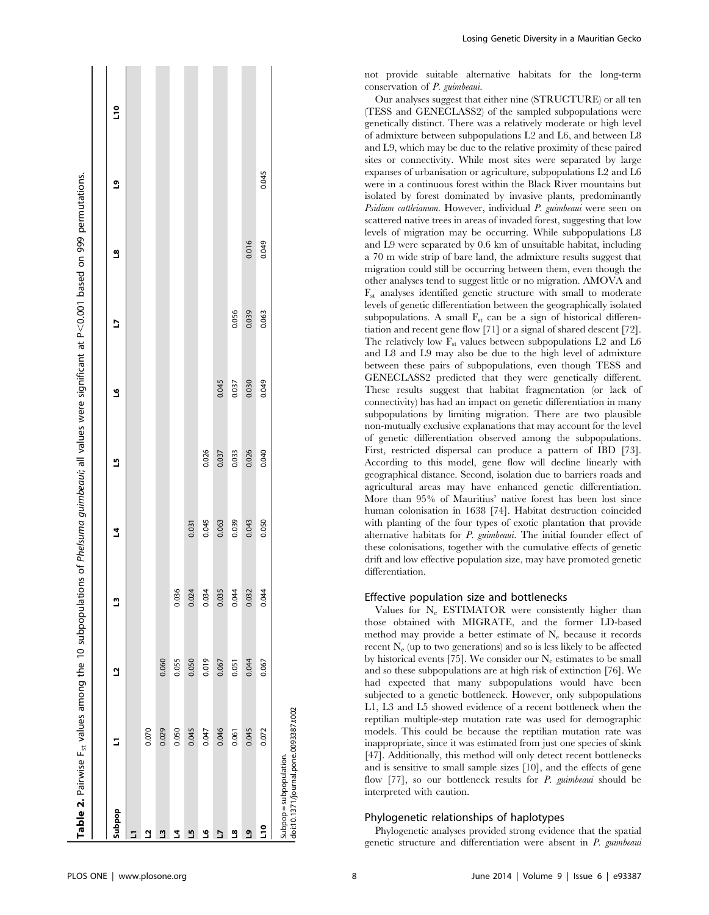**Table 2.** Pairwise $F_{st}$ values among the 10 subpopulations of *Phelsuma guimbeaui*; all values were significant at $P<0.001$ based on 999 permutations.

| Subpop | L1 | L2 | L3 | L4 | L5 | L6 | L7 | L8 | L9 | L10 |
|---|---|---|---|---|---|---|---|---|---|---|
| L1 | | | | | | | | | | |
| L2 | 0.070 | | | | | | | | | |
| L3 | 0.029 | 0.060 | | | | | | | | |
| L4 | 0.050 | 0.055 | 0.036 | | | | | | | |
| L5 | 0.045 | 0.050 | 0.024 | 0.031 | | | | | | |
| L6 | 0.047 | 0.019 | 0.034 | 0.045 | 0.026 | | | | | |
| L7 | 0.046 | 0.067 | 0.035 | 0.063 | 0.037 | 0.045 | | | | |
| L8 | 0.061 | 0.051 | 0.044 | 0.039 | 0.033 | 0.037 | 0.056 | | | |
| L9 | 0.045 | 0.044 | 0.032 | 0.043 | 0.026 | 0.030 | 0.039 | 0.016 | | |
| L10 | 0.072 | 0.067 | 0.044 | 0.050 | 0.040 | 0.049 | 0.063 | 0.049 | 0.045 | |

Subpop = subpopulation.
doi:10.1371/journal.pone.0093387.t002

not provide suitable alternative habitats for the long-term conservation of *P. guimbeaui*.

Our analyses suggest that either nine (STRUCTURE) or all ten (TESS and GENECLASS2) of the sampled subpopulations were genetically distinct. There was a relatively moderate or high level of admixture between subpopulations L2 and L6, and between L8 and L9, which may be due to the relative proximity of these paired sites or connectivity. While most sites were separated by large expanses of urbanisation or agriculture, subpopulations L2 and L6 were in a continuous forest within the Black River mountains but isolated by forest dominated by invasive plants, predominantly *Psidium cattleianum*. However, individual *P. guimbeaui* were seen on scattered native trees in areas of invaded forest, suggesting that low levels of migration may be occurring. While subpopulations L8 and L9 were separated by 0.6 km of unsuitable habitat, including a 70 m wide strip of bare land, the admixture results suggest that migration could still be occurring between them, even though the other analyses tend to suggest little or no migration. AMOVA and $F_{st}$ analyses identified genetic structure with small to moderate levels of genetic differentiation between the geographically isolated subpopulations. A small $F_{st}$ can be a sign of historical differentiation and recent gene flow [71] or a signal of shared descent [72]. The relatively low $F_{st}$ values between subpopulations L2 and L6 and L8 and L9 may also be due to the high level of admixture between these pairs of subpopulations, even though TESS and GENECLASS2 predicted that they were genetically different. These results suggest that habitat fragmentation (or lack of connectivity) has had an impact on genetic differentiation in many subpopulations by limiting migration. There are two plausible non-mutually exclusive explanations that may account for the level of genetic differentiation observed among the subpopulations. First, restricted dispersal can produce a pattern of IBD [73]. According to this model, gene flow will decline linearly with geographical distance. Second, isolation due to barriers roads and agricultural areas may have enhanced genetic differentiation. More than 95% of Mauritius' native forest has been lost since human colonisation in 1638 [74]. Habitat destruction coincided with planting of the four types of exotic plantation that provide alternative habitats for *P. guimbeaui*. The initial founder effect of these colonisations, together with the cumulative effects of genetic drift and low effective population size, may have promoted genetic differentiation.

### Effective population size and bottlenecks

Values for $N_e$ ESTIMATOR were consistently higher than those obtained with MIGRATE, and the former LD-based method may provide a better estimate of $N_e$ because it records recent $N_e$ (up to two generations) and so is less likely to be affected by historical events [75]. We consider our $N_e$ estimates to be small and so these subpopulations are at high risk of extinction [76]. We had expected that many subpopulations would have been subjected to a genetic bottleneck. However, only subpopulations L1, L3 and L5 showed evidence of a recent bottleneck when the reptilian multiple-step mutation rate was used for demographic models. This could be because the reptilian mutation rate was inappropriate, since it was estimated from just one species of skink [47]. Additionally, this method will only detect recent bottlenecks and is sensitive to small sample sizes [10], and the effects of gene flow [77], so our bottleneck results for *P. guimbeaui* should be interpreted with caution.

### Phylogenetic relationships of haplotypes

Phylogenetic analyses provided strong evidence that the spatial genetic structure and differentiation were absent in *P. guimbeaui*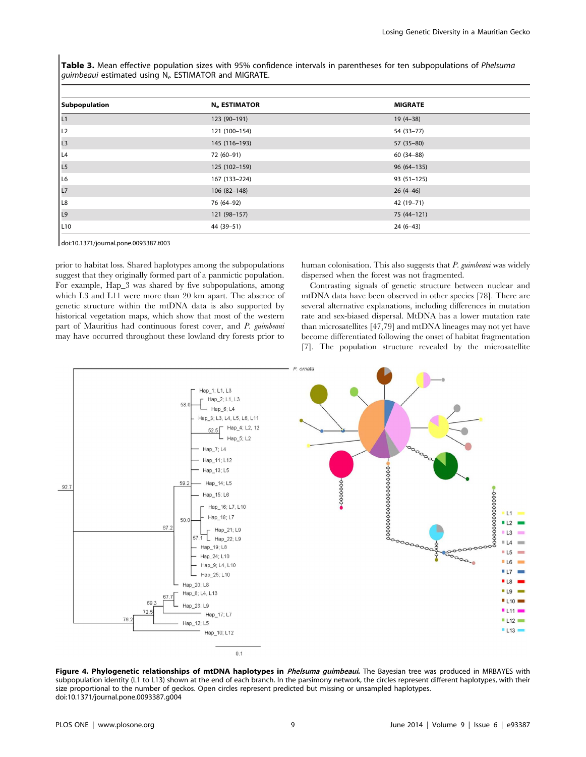**Table 3.** Mean effective population sizes with 95% confidence intervals in parentheses for ten subpopulations of *Phelsuma guimbeaui* estimated using $N_e$ ESTIMATOR and MIGRATE.

| Subpopulation | $N_e$ ESTIMATOR | MIGRATE |
|---|---|---|
| L1 | 123 (90–191) | 19 (4–38) |
| L2 | 121 (100–154) | 54 (33–77) |
| L3 | 145 (116–193) | 57 (35–80) |
| L4 | 72 (60–91) | 60 (34–88) |
| L5 | 125 (102–159) | 96 (64–135) |
| L6 | 167 (133–224) | 93 (51–125) |
| L7 | 106 (82–148) | 26 (4–46) |
| L8 | 76 (64–92) | 42 (19–71) |
| L9 | 121 (98–157) | 75 (44–121) |
| L10 | 44 (39–51) | 24 (6–43) |

doi:10.1371/journal.pone.0093387.t003

prior to habitat loss. Shared haplotypes among the subpopulations suggest that they originally formed part of a panmictic population. For example, Hap_3 was shared by five subpopulations, among which L3 and L11 were more than 20 km apart. The absence of genetic structure within the mtDNA data is also supported by historical vegetation maps, which show that most of the western part of Mauritius had continuous forest cover, and *P. guimbeaui* may have occurred throughout these lowland dry forests prior to human colonisation. This also suggests that *P. guimbeaui* was widely dispersed when the forest was not fragmented.

Contrasting signals of genetic structure between nuclear and mtDNA data have been observed in other species [78]. There are several alternative explanations, including differences in mutation rate and sex-biased dispersal. MtDNA has a lower mutation rate than microsatellites [47,79] and mtDNA lineages may not yet have become differentiated following the onset of habitat fragmentation [7]. The population structure revealed by the microsatellite

**Figure 4. Phylogenetic relationships of mtDNA haplotypes in *Phelsuma guimbeaui*.** The Bayesian tree was produced in MRBAYES with subpopulation identity (L1 to L13) shown at the end of each branch. In the parsimony network, the circles represent different haplotypes, with their size proportional to the number of geckos. Open circles represent predicted but missing or unsampled haplotypes.
doi:10.1371/journal.pone.0093387.g004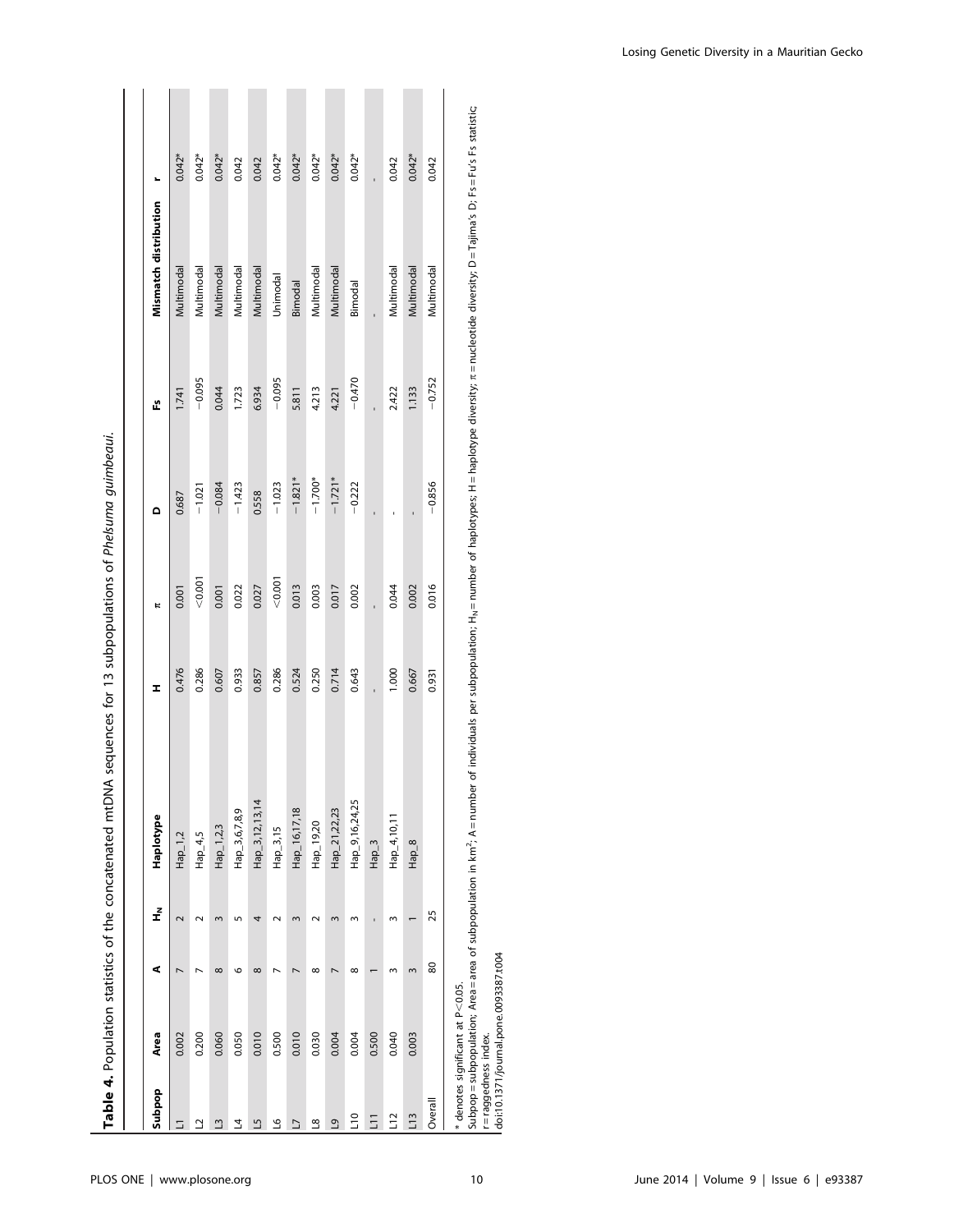**Table 4.** Population statistics of the concatenated mtDNA sequences for 13 subpopulations of *Phelsuma guimbeaui*.

| Subpop | Area | A | $H_N$ | Haplotype | H | π | D | Fs | Mismatch distribution | r |
|---|---|---|---|---|---|---|---|---|---|---|
| L1 | 0.002 | 7 | 2 | Hap_1,2 | 0.476 | 0.001 | 0.687 | 1.741 | Multimodal | 0.042* |
| L2 | 0.200 | 7 | 2 | Hap_4,5 | 0.286 | <0.001 | −1.021 | −0.095 | Multimodal | 0.042* |
| L3 | 0.060 | 8 | 3 | Hap_1,2,3 | 0.607 | 0.001 | −0.084 | 0.044 | Multimodal | 0.042* |
| L4 | 0.050 | 6 | 5 | Hap_3,6,7,8,9 | 0.933 | 0.022 | −1.423 | 1.723 | Multimodal | 0.042 |
| L5 | 0.010 | 8 | 4 | Hap_3,12,13,14 | 0.857 | 0.027 | 0.558 | 6.934 | Multimodal | 0.042 |
| L6 | 0.500 | 7 | 2 | Hap_3,15 | 0.286 | <0.001 | −1.023 | −0.095 | Unimodal | 0.042* |
| L7 | 0.010 | 7 | 3 | Hap_16,17,18 | 0.524 | 0.013 | −1.821* | 5.811 | Bimodal | 0.042* |
| L8 | 0.030 | 8 | 2 | Hap_19,20 | 0.250 | 0.003 | −1.700* | 4.213 | Multimodal | 0.042* |
| L9 | 0.004 | 7 | 3 | Hap_21,22,23 | 0.714 | 0.017 | −1.721* | 4.221 | Multimodal | 0.042* |
| L10 | 0.004 | 8 | 3 | Hap_9,16,24,25 | 0.643 | 0.002 | −0.222 | −0.470 | Bimodal | 0.042* |
| L11 | 0.500 | 1 | - | Hap_3 | - | - | - | - | - | - |
| L12 | 0.040 | 3 | 3 | Hap_4,10,11 | 1.000 | 0.044 | - | 2.422 | Multimodal | 0.042 |
| L13 | 0.003 | 3 | 1 | Hap_8 | 0.667 | 0.002 | - | 1.133 | Multimodal | 0.042* |
| Overall | | 80 | 25 | | 0.931 | 0.016 | −0.856 | −0.752 | Multimodal | 0.042 |

* denotes significant at $P<0.05$.
Subpop = subpopulation; Area = area of subpopulation in km$^2$; A = number of individuals per subpopulation; $H_N$ = number of haplotypes; H = haplotype diversity; π = nucleotide diversity; D = Tajima's D; Fs = Fu's Fs statistic; r = raggedness index.
doi:10.1371/journal.pone.0093387.t004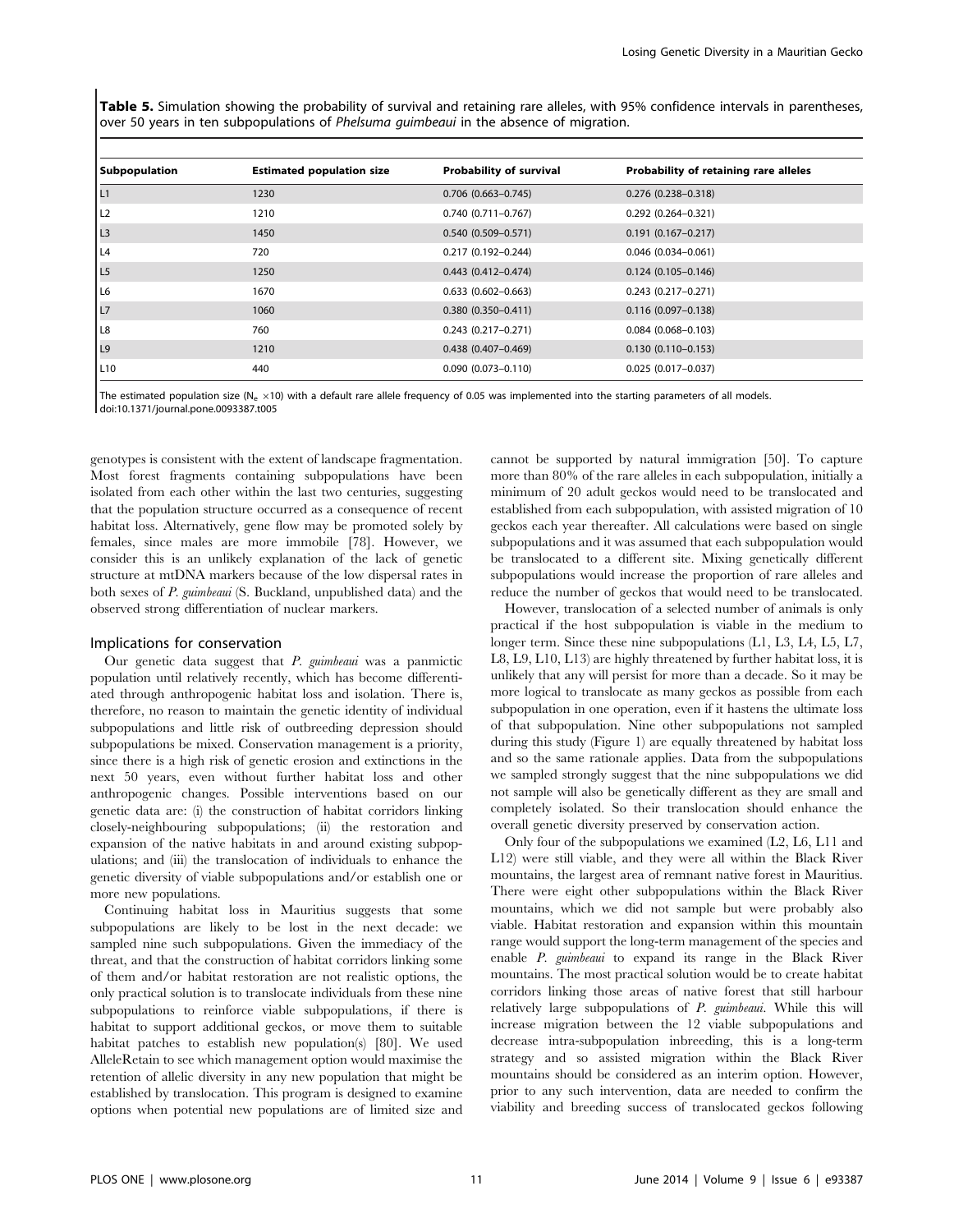**Table 5.** Simulation showing the probability of survival and retaining rare alleles, with 95% confidence intervals in parentheses, over 50 years in ten subpopulations of *Phelsuma guimbeaui* in the absence of migration.

| Subpopulation | Estimated population size | Probability of survival | Probability of retaining rare alleles |
|---|---|---|---|
| L1 | 1230 | 0.706 (0.663–0.745) | 0.276 (0.238–0.318) |
| L2 | 1210 | 0.740 (0.711–0.767) | 0.292 (0.264–0.321) |
| L3 | 1450 | 0.540 (0.509–0.571) | 0.191 (0.167–0.217) |
| L4 | 720 | 0.217 (0.192–0.244) | 0.046 (0.034–0.061) |
| L5 | 1250 | 0.443 (0.412–0.474) | 0.124 (0.105–0.146) |
| L6 | 1670 | 0.633 (0.602–0.663) | 0.243 (0.217–0.271) |
| L7 | 1060 | 0.380 (0.350–0.411) | 0.116 (0.097–0.138) |
| L8 | 760 | 0.243 (0.217–0.271) | 0.084 (0.068–0.103) |
| L9 | 1210 | 0.438 (0.407–0.469) | 0.130 (0.110–0.153) |
| L10 | 440 | 0.090 (0.073–0.110) | 0.025 (0.017–0.037) |

The estimated population size ($N_e \times 10$) with a default rare allele frequency of 0.05 was implemented into the starting parameters of all models.
doi:10.1371/journal.pone.0093387.t005

genotypes is consistent with the extent of landscape fragmentation. Most forest fragments containing subpopulations have been isolated from each other within the last two centuries, suggesting that the population structure occurred as a consequence of recent habitat loss. Alternatively, gene flow may be promoted solely by females, since males are more immobile [78]. However, we consider this is an unlikely explanation of the lack of genetic structure at mtDNA markers because of the low dispersal rates in both sexes of *P. guimbeaui* (S. Buckland, unpublished data) and the observed strong differentiation of nuclear markers.

### Implications for conservation

Our genetic data suggest that *P. guimbeaui* was a panmictic population until relatively recently, which has become differentiated through anthropogenic habitat loss and isolation. There is, therefore, no reason to maintain the genetic identity of individual subpopulations and little risk of outbreeding depression should subpopulations be mixed. Conservation management is a priority, since there is a high risk of genetic erosion and extinctions in the next 50 years, even without further habitat loss and other anthropogenic changes. Possible interventions based on our genetic data are: (i) the construction of habitat corridors linking closely-neighbouring subpopulations; (ii) the restoration and expansion of the native habitats in and around existing subpopulations; and (iii) the translocation of individuals to enhance the genetic diversity of viable subpopulations and/or establish one or more new populations.

Continuing habitat loss in Mauritius suggests that some subpopulations are likely to be lost in the next decade: we sampled nine such subpopulations. Given the immediacy of the threat, and that the construction of habitat corridors linking some of them and/or habitat restoration are not realistic options, the only practical solution is to translocate individuals from these nine subpopulations to reinforce viable subpopulations, if there is habitat to support additional geckos, or move them to suitable habitat patches to establish new population(s) [80]. We used AlleleRetain to see which management option would maximise the retention of allelic diversity in any new population that might be established by translocation. This program is designed to examine options when potential new populations are of limited size and cannot be supported by natural immigration [50]. To capture more than 80% of the rare alleles in each subpopulation, initially a minimum of 20 adult geckos would need to be translocated and established from each subpopulation, with assisted migration of 10 geckos each year thereafter. All calculations were based on single subpopulations and it was assumed that each subpopulation would be translocated to a different site. Mixing genetically different subpopulations would increase the proportion of rare alleles and reduce the number of geckos that would need to be translocated.

However, translocation of a selected number of animals is only practical if the host subpopulation is viable in the medium to longer term. Since these nine subpopulations (L1, L3, L4, L5, L7, L8, L9, L10, L13) are highly threatened by further habitat loss, it is unlikely that any will persist for more than a decade. So it may be more logical to translocate as many geckos as possible from each subpopulation in one operation, even if it hastens the ultimate loss of that subpopulation. Nine other subpopulations not sampled during this study (Figure 1) are equally threatened by habitat loss and so the same rationale applies. Data from the subpopulations we sampled strongly suggest that the nine subpopulations we did not sample will also be genetically different as they are small and completely isolated. So their translocation should enhance the overall genetic diversity preserved by conservation action.

Only four of the subpopulations we examined (L2, L6, L11 and L12) were still viable, and they were all within the Black River mountains, the largest area of remnant native forest in Mauritius. There were eight other subpopulations within the Black River mountains, which we did not sample but were probably also viable. Habitat restoration and expansion within this mountain range would support the long-term management of the species and enable *P. guimbeaui* to expand its range in the Black River mountains. The most practical solution would be to create habitat corridors linking those areas of native forest that still harbour relatively large subpopulations of *P. guimbeaui*. While this will increase migration between the 12 viable subpopulations and decrease intra-subpopulation inbreeding, this is a long-term strategy and so assisted migration within the Black River mountains should be considered as an interim option. However, prior to any such intervention, data are needed to confirm the viability and breeding success of translocated geckos following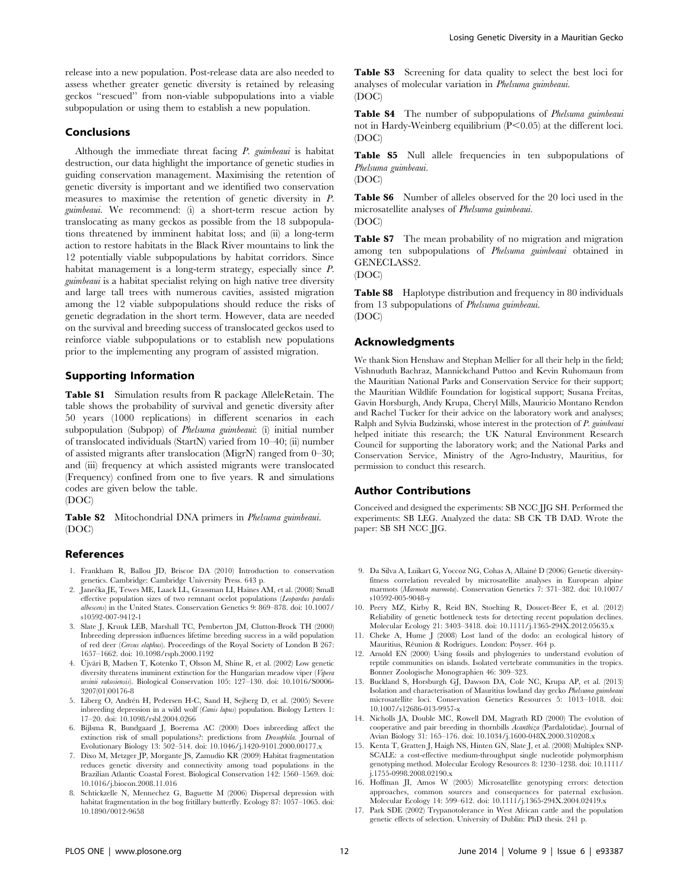release into a new population. Post-release data are also needed to assess whether greater genetic diversity is retained by releasing geckos "rescued" from non-viable subpopulations into a viable subpopulation or using them to establish a new population.

## Conclusions

Although the immediate threat facing *P. guimbeaui* is habitat destruction, our data highlight the importance of genetic studies in guiding conservation management. Maximising the retention of genetic diversity is important and we identified two conservation measures to maximise the retention of genetic diversity in *P. guimbeaui*. We recommend: (i) a short-term rescue action by translocating as many geckos as possible from the 18 subpopulations threatened by imminent habitat loss; and (ii) a long-term action to restore habitats in the Black River mountains to link the 12 potentially viable subpopulations by habitat corridors. Since habitat management is a long-term strategy, especially since *P. guimbeaui* is a habitat specialist relying on high native tree diversity and large tall trees with numerous cavities, assisted migration among the 12 viable subpopulations should reduce the risks of genetic degradation in the short term. However, data are needed on the survival and breeding success of translocated geckos used to reinforce viable subpopulations or to establish new populations prior to the implementing any program of assisted migration.

## Supporting Information

**Table S1** Simulation results from R package AlleleRetain. The table shows the probability of survival and genetic diversity after 50 years (1000 replications) in different scenarios in each subpopulation (Subpop) of *Phelsuma guimbeaui*: (i) initial number of translocated individuals (StartN) varied from 10–40; (ii) number of assisted migrants after translocation (MigrN) ranged from 0–30; and (iii) frequency at which assisted migrants were translocated (Frequency) confined from one to five years. R and simulations codes are given below the table.
(DOC)

**Table S2** Mitochondrial DNA primers in *Phelsuma guimbeaui*.
(DOC)

**Table S3** Screening for data quality to select the best loci for analyses of molecular variation in *Phelsuma guimbeaui*.
(DOC)

**Table S4** The number of subpopulations of *Phelsuma guimbeaui* not in Hardy-Weinberg equilibrium ($P<0.05$) at the different loci.
(DOC)

**Table S5** Null allele frequencies in ten subpopulations of *Phelsuma guimbeaui*.
(DOC)

**Table S6** Number of alleles observed for the 20 loci used in the microsatellite analyses of *Phelsuma guimbeaui*.
(DOC)

**Table S7** The mean probability of no migration and migration among ten subpopulations of *Phelsuma guimbeaui* obtained in GENECLASS2.
(DOC)

**Table S8** Haplotype distribution and frequency in 80 individuals from 13 subpopulations of *Phelsuma guimbeaui*.
(DOC)

## Acknowledgments

We thank Sion Henshaw and Stephan Mellier for all their help in the field; Vishnuduth Bachraz, Mannickchand Puttoo and Kevin Ruhomaun from the Mauritian National Parks and Conservation Service for their support; the Mauritian Wildlife Foundation for logistical support; Susana Freitas, Gavin Horsburgh, Andy Krupa, Cheryl Mills, Mauricio Montano Rendon and Rachel Tucker for their advice on the laboratory work and analyses; Ralph and Sylvia Budzinski, whose interest in the protection of *P. guimbeaui* helped initiate this research; the UK Natural Environment Research Council for supporting the laboratory work; and the National Parks and Conservation Service, Ministry of the Agro-Industry, Mauritius, for permission to conduct this research.

## Author Contributions

Conceived and designed the experiments: SB NCC JJG SH. Performed the experiments: SB LEG. Analyzed the data: SB CK TB DAD. Wrote the paper: SB SH NCC JJG.

## References

1. Frankham R, Ballou JD, Briscoe DA (2010) Introduction to conservation genetics. Cambridge: Cambridge University Press. 643 p.
2. Janečka JE, Tewes ME, Laack LL, Grassman LI, Haines AM, et al. (2008) Small effective population sizes of two remnant ocelot populations (*Leopardus pardalis albescens*) in the United States. Conservation Genetics 9: 869–878. doi: 10.1007/s10592-007-9412-1
3. Slate J, Kruuk LEB, Marshall TC, Pemberton JM, Clutton-Brock TH (2000) Inbreeding depression influences lifetime breeding success in a wild population of red deer (*Cervus elaphus*). Proceedings of the Royal Society of London B 267: 1657–1662. doi: 10.1098/rspb.2000.1192
4. Újvári B, Madsen T, Kotenko T, Olsson M, Shine R, et al. (2002) Low genetic diversity threatens imminent extinction for the Hungarian meadow viper (*Vipera ursinii rakosiensis*). Biological Conservation 105: 127–130. doi: 10.1016/S0006-3207(01)00176-8
5. Liberg O, Andrén H, Pedersen H-C, Sand H, Sejberg D, et al. (2005) Severe inbreeding depression in a wild wolf (*Canis lupus*) population. Biology Letters 1: 17–20. doi: 10.1098/rsbl.2004.0266
6. Bijlsma R, Bundgaard J, Boerema AC (2000) Does inbreeding affect the extinction risk of small populations?: predictions from *Drosophila*. Journal of Evolutionary Biology 13: 502–514. doi: 10.1046/j.1420-9101.2000.00177.x
7. Dixo M, Metzger JP, Morgante JS, Zamudio KR (2009) Habitat fragmentation reduces genetic diversity and connectivity among toad populations in the Brazilian Atlantic Coastal Forest. Biological Conservation 142: 1560–1569. doi: 10.1016/j.biocon.2008.11.016
8. Schtickzelle N, Mennechez G, Baguette M (2006) Dispersal depression with habitat fragmentation in the bog fritillary butterfly. Ecology 87: 1057–1065. doi: 10.1890/0012-9658
9. Da Silva A, Luikart G, Yoccoz NG, Cohas A, Allainé D (2006) Genetic diversity-fitness correlation revealed by microsatellite analyses in European alpine marmots (*Marmota marmota*). Conservation Genetics 7: 371–382. doi: 10.1007/s10592-005-9048-y
10. Peery MZ, Kirby R, Reid BN, Stoelting R, Doucet-Bëer E, et al. (2012) Reliability of genetic bottleneck tests for detecting recent population declines. Molecular Ecology 21: 3403–3418. doi: 10.1111/j.1365-294X.2012.05635.x
11. Cheke A, Hume J (2008) Lost land of the dodo: an ecological history of Mauritius, Réunion & Rodrigues. London: Poyser. 464 p.
12. Arnold EN (2000) Using fossils and phylogenies to understand evolution of reptile communities on islands. Isolated vertebrate communities in the tropics. Bonner Zoologische Monographien 46: 309–323.
13. Buckland S, Horsburgh GJ, Dawson DA, Cole NC, Krupa AP, et al. (2013) Isolation and characterisation of Mauritius lowland day gecko *Phelsuma guimbeaui* microsatellite loci. Conservation Genetics Resources 5: 1013–1018. doi: 10.1007/s12686-013-9957-x
14. Nicholls JA, Double MC, Rowell DM, Magrath RD (2000) The evolution of cooperative and pair breeding in thornbills *Acanthiza* (Pardalotidae). Journal of Avian Biology 31: 165–176. doi: 10.1034/j.1600-048X.2000.310208.x
15. Kenta T, Gratten J, Haigh NS, Hinten GN, Slate J, et al. (2008) Multiplex SNP-SCALE: a cost-effective medium-throughput single nucleotide polymorphism genotyping method. Molecular Ecology Resources 8: 1230–1238. doi: 10.1111/j.1755-0998.2008.02190.x
16. Hoffman JI, Amos W (2005) Microsatellite genotyping errors: detection approaches, common sources and consequences for paternal exclusion. Molecular Ecology 14: 599–612. doi: 10.1111/j.1365-294X.2004.02419.x
17. Park SDE (2002) Trypanotolerance in West African cattle and the population genetic effects of selection. University of Dublin: PhD thesis. 241 p.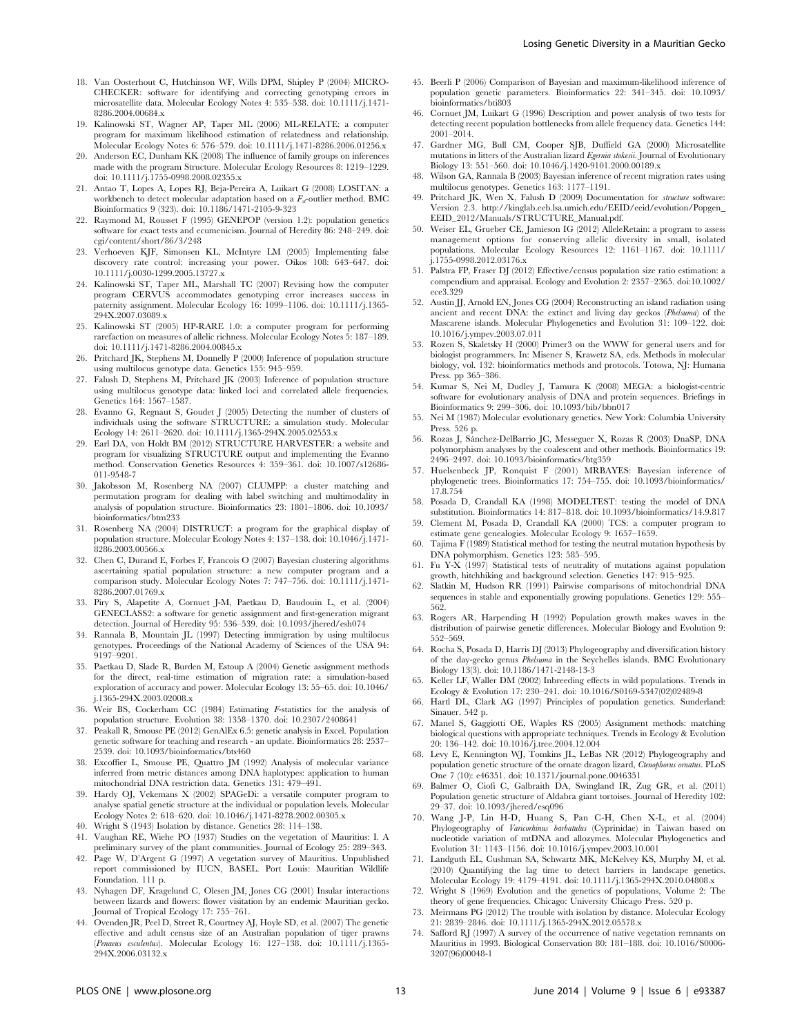18. Van Oosterhout C, Hutchinson WF, Wills DPM, Shipley P (2004) MICRO-CHECKER: software for identifying and correcting genotyping errors in microsatellite data. Molecular Ecology Notes 4: 535–538. doi: 10.1111/j.1471-8286.2004.00684.x
19. Kalinowski ST, Wagner AP, Taper ML (2006) ML-RELATE: a computer program for maximum likelihood estimation of relatedness and relationship. Molecular Ecology Notes 6: 576–579. doi: 10.1111/j.1471-8286.2006.01256.x
20. Anderson EC, Dunham KK (2008) The influence of family groups on inferences made with the program Structure. Molecular Ecology Resources 8: 1219–1229. doi: 10.1111/j.1755-0998.2008.02355.x
21. Antao T, Lopes A, Lopes RJ, Beja-Pereira A, Luikart G (2008) LOSITAN: a workbench to detect molecular adaptation based on a $F_{st}$-outlier method. BMC Bioinformatics 9 (323). doi: 10.1186/1471-2105-9-323
22. Raymond M, Rousset F (1995) GENEPOP (version 1.2): population genetics software for exact tests and ecumenicism. Journal of Heredity 86: 248–249. doi: cgi/content/short/86/3/248
23. Verhoeven KJF, Simonsen KL, McIntyre LM (2005) Implementing false discovery rate control: increasing your power. Oikos 108: 643–647. doi: 10.1111/j.0030-1299.2005.13727.x
24. Kalinowski ST, Taper ML, Marshall TC (2007) Revising how the computer program CERVUS accommodates genotyping error increases success in paternity assignment. Molecular Ecology 16: 1099–1106. doi: 10.1111/j.1365-294X.2007.03089.x
25. Kalinowski ST (2005) HP-RARE 1.0: a computer program for performing rarefaction on measures of allelic richness. Molecular Ecology Notes 5: 187–189. doi: 10.1111/j.1471-8286.2004.00845.x
26. Pritchard JK, Stephens M, Donnelly P (2000) Inference of population structure using multilocus genotype data. Genetics 155: 945–959.
27. Falush D, Stephens M, Pritchard JK (2003) Inference of population structure using multilocus genotype data: linked loci and correlated allele frequencies. Genetics 164: 1567–1587.
28. Evanno G, Regnaut S, Goudet J (2005) Detecting the number of clusters of individuals using the software STRUCTURE: a simulation study. Molecular Ecology 14: 2611–2620. doi: 10.1111/j.1365-294X.2005.02553.x
29. Earl DA, von Holdt BM (2012) STRUCTURE HARVESTER: a website and program for visualizing STRUCTURE output and implementing the Evanno method. Conservation Genetics Resources 4: 359–361. doi: 10.1007/s12686-011-9548-7
30. Jakobsson M, Rosenberg NA (2007) CLUMPP: a cluster matching and permutation program for dealing with label switching and multimodality in analysis of population structure. Bioinformatics 23: 1801–1806. doi: 10.1093/bioinformatics/btm233
31. Rosenberg NA (2004) DISTRUCT: a program for the graphical display of population structure. Molecular Ecology Notes 4: 137–138. doi: 10.1046/j.1471-8286.2003.00566.x
32. Chen C, Durand E, Forbes F, Francois O (2007) Bayesian clustering algorithms ascertaining spatial population structure: a new computer program and a comparison study. Molecular Ecology Notes 7: 747–756. doi: 10.1111/j.1471-8286.2007.01769.x
33. Piry S, Alapetite A, Cornuet J-M, Paetkau D, Baudouin L, et al. (2004) GENECLASS2: a software for genetic assignment and first-generation migrant detection. Journal of Heredity 95: 536–539. doi: 10.1093/jhered/esh074
34. Rannala B, Mountain JL (1997) Detecting immigration by using multilocus genotypes. Proceedings of the National Academy of Sciences of the USA 94: 9197–9201.
35. Paetkau D, Slade R, Burden M, Estoup A (2004) Genetic assignment methods for the direct, real-time estimation of migration rate: a simulation-based exploration of accuracy and power. Molecular Ecology 13: 55–65. doi: 10.1046/j.1365-294X.2003.02008.x
36. Weir BS, Cockerham CC (1984) Estimating *F*-statistics for the analysis of population structure. Evolution 38: 1358–1370. doi: 10.2307/2408641
37. Peakall R, Smouse PE (2012) GenAlEx 6.5: genetic analysis in Excel. Population genetic software for teaching and research - an update. Bioinformatics 28: 2537–2539. doi: 10.1093/bioinformatics/bts460
38. Excoffier L, Smouse PE, Quattro JM (1992) Analysis of molecular variance inferred from metric distances among DNA haplotypes: application to human mitochondrial DNA restriction data. Genetics 131: 479–491.
39. Hardy OJ, Vekemans X (2002) SPAGeDi: a versatile computer program to analyse spatial genetic structure at the individual or population levels. Molecular Ecology Notes 2: 618–620. doi: 10.1046/j.1471-8278.2002.00305.x
40. Wright S (1943) Isolation by distance. Genetics 28: 114–138.
41. Vaughan RE, Wiehe PO (1937) Studies on the vegetation of Mauritius: I. A preliminary survey of the plant communities. Journal of Ecology 25: 289–343.
42. Page W, D'Argent G (1997) A vegetation survey of Mauritius. Unpublished report commissioned by IUCN, BASEL. Port Louis: Mauritian Wildlife Foundation. 111 p.
43. Nyhagen DF, Kragelund C, Olesen JM, Jones CG (2001) Insular interactions between lizards and flowers: flower visitation by an endemic Mauritian gecko. Journal of Tropical Ecology 17: 755–761.
44. Ovenden JR, Peel D, Street R, Courtney AJ, Hoyle SD, et al. (2007) The genetic effective and adult census size of an Australian population of tiger prawns (*Penaeus esculentus*). Molecular Ecology 16: 127–138. doi: 10.1111/j.1365-294X.2006.03132.x
45. Beerli P (2006) Comparison of Bayesian and maximum-likelihood inference of population genetic parameters. Bioinformatics 22: 341–345. doi: 10.1093/bioinformatics/bti803
46. Cornuet JM, Luikart G (1996) Description and power analysis of two tests for detecting recent population bottlenecks from allele frequency data. Genetics 144: 2001–2014.
47. Gardner MG, Bull CM, Cooper SJB, Duffield GA (2000) Microsatellite mutations in litters of the Australian lizard *Egernia stokesii*. Journal of Evolutionary Biology 13: 551–560. doi: 10.1046/j.1420-9101.2000.00189.x
48. Wilson GA, Rannala B (2003) Bayesian inference of recent migration rates using multilocus genotypes. Genetics 163: 1177–1191.
49. Pritchard JK, Wen X, Falush D (2009) Documentation for *structure* software: Version 2.3. http://kinglab.eeb.lsa.umich.edu/EEID/eeid/evolution/Popgen_EEID_2012/Manuals/STRUCTURE_Manual.pdf.
50. Weiser EL, Grueber CE, Jamieson IG (2012) AlleleRetain: a program to assess management options for conserving allelic diversity in small, isolated populations. Molecular Ecology Resources 12: 1161–1167. doi: 10.1111/j.1755-0998.2012.03176.x
51. Palstra FP, Fraser DJ (2012) Effective/census population size ratio estimation: a compendium and appraisal. Ecology and Evolution 2: 2357–2365. doi:10.1002/ece3.329
52. Austin JJ, Arnold EN, Jones CG (2004) Reconstructing an island radiation using ancient and recent DNA: the extinct and living day geckos (*Phelsuma*) of the Mascarene islands. Molecular Phylogenetics and Evolution 31: 109–122. doi: 10.1016/j.ympev.2003.07.011
53. Rozen S, Skaletsky H (2000) Primer3 on the WWW for general users and for biologist programmers. In: Misener S, Krawetz SA, eds. Methods in molecular biology, vol. 132: bioinformatics methods and protocols. Totowa, NJ: Humana Press. pp 365–386.
54. Kumar S, Nei M, Dudley J, Tamura K (2008) MEGA: a biologist-centric software for evolutionary analysis of DNA and protein sequences. Briefings in Bioinformatics 9: 299–306. doi: 10.1093/bib/bbn017
55. Nei M (1987) Molecular evolutionary genetics. New York: Columbia University Press. 526 p.
56. Rozas J, Sánchez-DelBarrio JC, Messeguer X, Rozas R (2003) DnaSP, DNA polymorphism analyses by the coalescent and other methods. Bioinformatics 19: 2496–2497. doi: 10.1093/bioinformatics/btg359
57. Huelsenbeck JP, Ronquist F (2001) MRBAYES: Bayesian inference of phylogenetic trees. Bioinformatics 17: 754–755. doi: 10.1093/bioinformatics/17.8.754
58. Posada D, Crandall KA (1998) MODELTEST: testing the model of DNA substitution. Bioinformatics 14: 817–818. doi: 10.1093/bioinformatics/14.9.817
59. Clement M, Posada D, Crandall KA (2000) TCS: a computer program to estimate gene genealogies. Molecular Ecology 9: 1657–1659.
60. Tajima F (1989) Statistical method for testing the neutral mutation hypothesis by DNA polymorphism. Genetics 123: 585–595.
61. Fu Y-X (1997) Statistical tests of neutrality of mutations against population growth, hitchhiking and background selection. Genetics 147: 915–925.
62. Slatkin M, Hudson RR (1991) Pairwise comparisons of mitochondrial DNA sequences in stable and exponentially growing populations. Genetics 129: 555–562.
63. Rogers AR, Harpending H (1992) Population growth makes waves in the distribution of pairwise genetic differences. Molecular Biology and Evolution 9: 552–569.
64. Rocha S, Posada D, Harris DJ (2013) Phylogeography and diversification history of the day-gecko genus *Phelsuma* in the Seychelles islands. BMC Evolutionary Biology 13(3). doi: 10.1186/1471-2148-13-3
65. Keller LF, Waller DM (2002) Inbreeding effects in wild populations. Trends in Ecology & Evolution 17: 230–241. doi: 10.1016/S0169-5347(02)02489-8
66. Hartl DL, Clark AG (1997) Principles of population genetics. Sunderland: Sinauer. 542 p.
67. Manel S, Gaggiotti OE, Waples RS (2005) Assignment methods: matching biological questions with appropriate techniques. Trends in Ecology & Evolution 20: 136–142. doi: 10.1016/j.tree.2004.12.004
68. Levy E, Kennington WJ, Tomkins JL, LeBas NR (2012) Phylogeography and population genetic structure of the ornate dragon lizard, *Ctenophorus ornatus*. PLoS One 7 (10): e46351. doi: 10.1371/journal.pone.0046351
69. Balmer O, Ciofi C, Galbraith DA, Swingland IR, Zug GR, et al. (2011) Population genetic structure of Aldabra giant tortoises. Journal of Heredity 102: 29–37. doi: 10.1093/jhered/esq096
70. Wang J-P, Lin H-D, Huang S, Pan C-H, Chen X-L, et al. (2004) Phylogeography of *Varicorhinus barbatulus* (Cyprinidae) in Taiwan based on nucleotide variation of mtDNA and allozymes. Molecular Phylogenetics and Evolution 31: 1143–1156. doi: 10.1016/j.ympev.2003.10.001
71. Landguth EL, Cushman SA, Schwartz MK, McKelvey KS, Murphy M, et al. (2010) Quantifying the lag time to detect barriers in landscape genetics. Molecular Ecology 19: 4179–4191. doi: 10.1111/j.1365-294X.2010.04808.x
72. Wright S (1969) Evolution and the genetics of populations, Volume 2: The theory of gene frequencies. Chicago: University Chicago Press. 520 p.
73. Meirmans PG (2012) The trouble with isolation by distance. Molecular Ecology 21: 2839–2846. doi: 10.1111/j.1365-294X.2012.05578.x
74. Safford RJ (1997) A survey of the occurrence of native vegetation remnants on Mauritius in 1993. Biological Conservation 80: 181–188. doi: 10.1016/S0006-3207(96)00048-1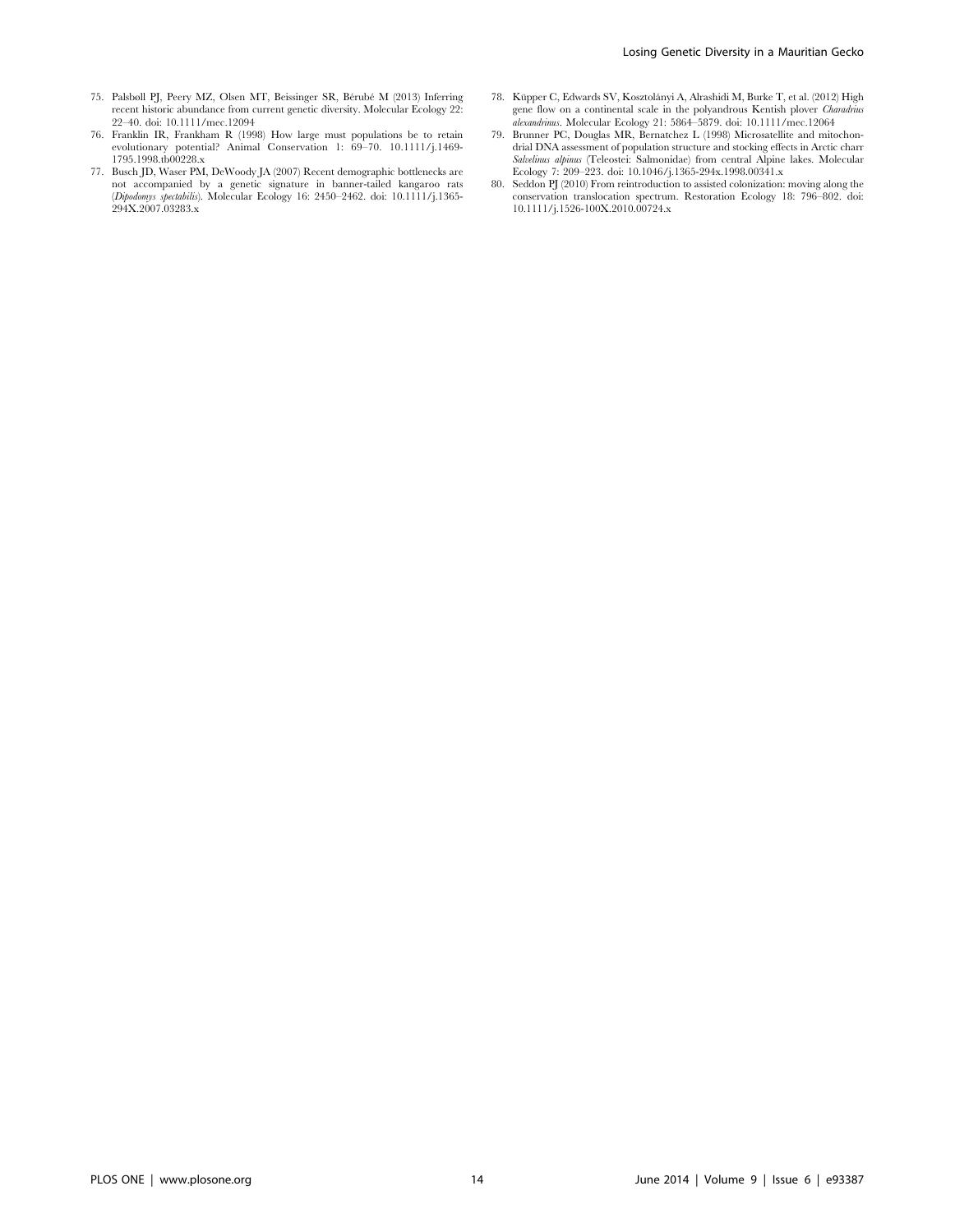75. Palsbøll PJ, Peery MZ, Olsen MT, Beissinger SR, Bérubé M (2013) Inferring recent historic abundance from current genetic diversity. Molecular Ecology 22: 22–40. doi: 10.1111/mec.12094
76. Franklin IR, Frankham R (1998) How large must populations be to retain evolutionary potential? Animal Conservation 1: 69–70. 10.1111/j.1469-1795.1998.tb00228.x
77. Busch JD, Waser PM, DeWoody JA (2007) Recent demographic bottlenecks are not accompanied by a genetic signature in banner-tailed kangaroo rats (*Dipodomys spectabilis*). Molecular Ecology 16: 2450–2462. doi: 10.1111/j.1365-294X.2007.03283.x
78. Küpper C, Edwards SV, Kosztolányi A, Alrashidi M, Burke T, et al. (2012) High gene flow on a continental scale in the polyandrous Kentish plover *Charadrius alexandrinus*. Molecular Ecology 21: 5864–5879. doi: 10.1111/mec.12064
79. Brunner PC, Douglas MR, Bernatchez L (1998) Microsatellite and mitochondrial DNA assessment of population structure and stocking effects in Arctic charr *Salvelinus alpinus* (Teleostei: Salmonidae) from central Alpine lakes. Molecular Ecology 7: 209–223. doi: 10.1046/j.1365-294x.1998.00341.x
80. Seddon PJ (2010) From reintroduction to assisted colonization: moving along the conservation translocation spectrum. Restoration Ecology 18: 796–802. doi: 10.1111/j.1526-100X.2010.00724.x